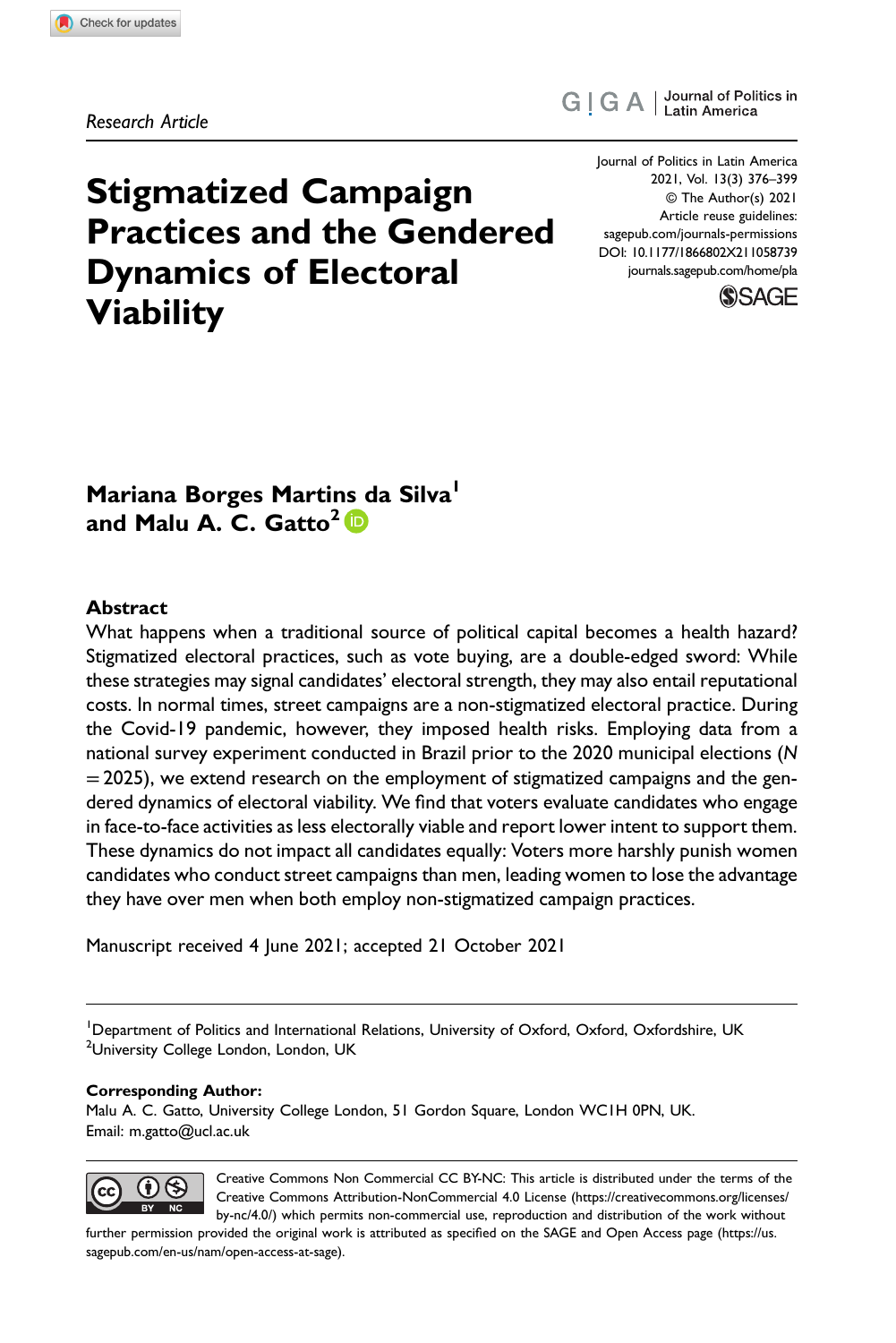Research Article

# Stigmatized Campaign Practices and the Gendered Dynamics of Electoral Viability

**Mariana Borges Martins da Silva[1] and Malu A. C. Gatto[2]**

## Abstract

What happens when a traditional source of political capital becomes a health hazard? Stigmatized electoral practices, such as vote buying, are a double-edged sword: While these strategies may signal candidates' electoral strength, they may also entail reputational costs. In normal times, street campaigns are a non-stigmatized electoral practice. During the Covid-19 pandemic, however, they imposed health risks. Employing data from a national survey experiment conducted in Brazil prior to the 2020 municipal elections ($N = 2025$), we extend research on the employment of stigmatized campaigns and the gendered dynamics of electoral viability. We find that voters evaluate candidates who engage in face-to-face activities as less electorally viable and report lower intent to support them. These dynamics do not impact all candidates equally: Voters more harshly punish women candidates who conduct street campaigns than men, leading women to lose the advantage they have over men when both employ non-stigmatized campaign practices.

Manuscript received 4 June 2021; accepted 21 October 2021

[1]Department of Politics and International Relations, University of Oxford, Oxford, Oxfordshire, UK
[2]University College London, London, UK

**Corresponding Author:**
Malu A. C. Gatto, University College London, 51 Gordon Square, London WC1H 0PN, UK.
Email: m.gatto@ucl.ac.uk

Creative Commons Non Commercial CC BY-NC: This article is distributed under the terms of the Creative Commons Attribution-NonCommercial 4.0 License (https://creativecommons.org/licenses/by-nc/4.0/) which permits non-commercial use, reproduction and distribution of the work without further permission provided the original work is attributed as specified on the SAGE and Open Access page (https://us.sagepub.com/en-us/nam/open-access-at-sage).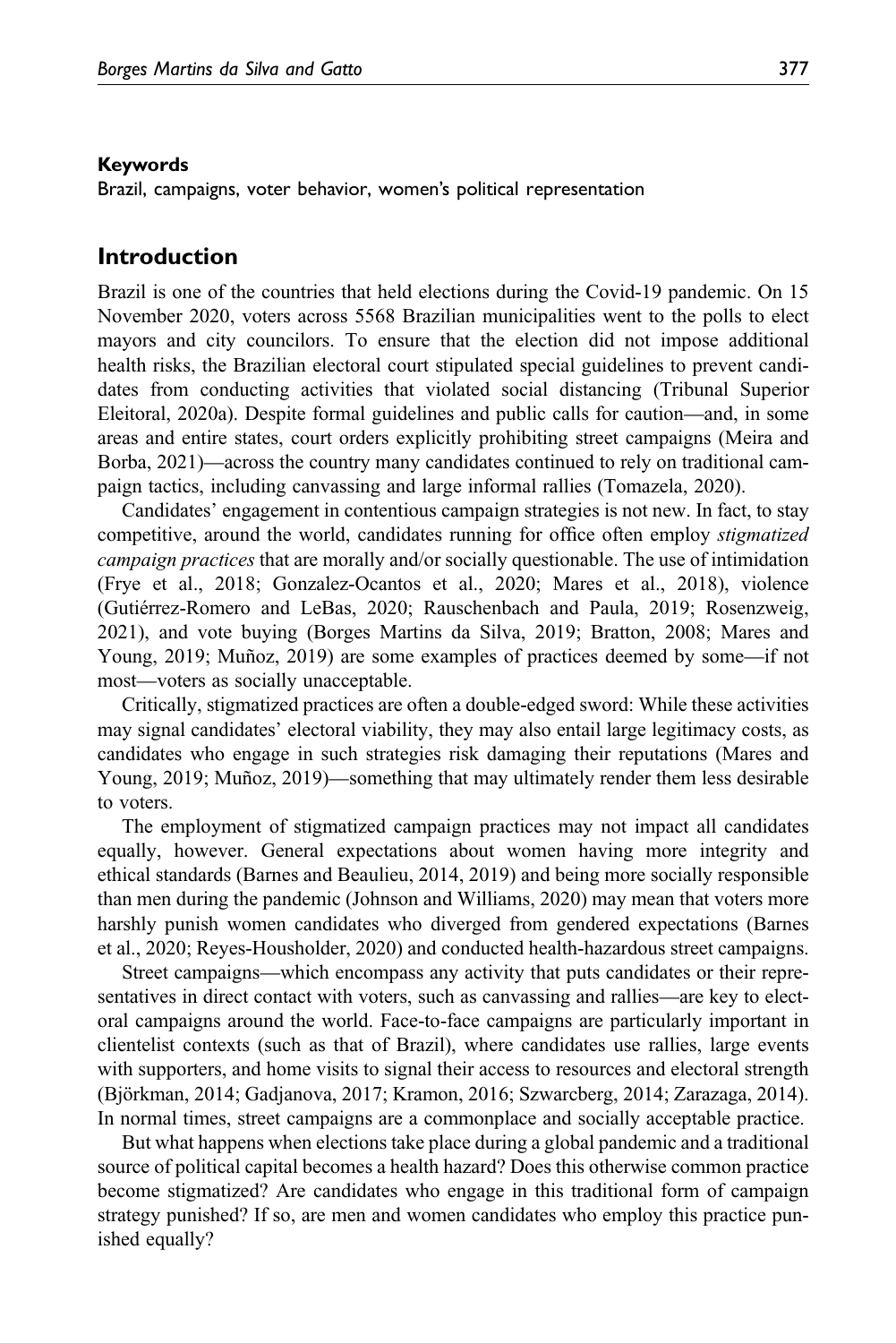#### Keywords

Brazil, campaigns, voter behavior, women's political representation

## Introduction

Brazil is one of the countries that held elections during the Covid-19 pandemic. On 15 November 2020, voters across 5568 Brazilian municipalities went to the polls to elect mayors and city councilors. To ensure that the election did not impose additional health risks, the Brazilian electoral court stipulated special guidelines to prevent candidates from conducting activities that violated social distancing (Tribunal Superior Eleitoral, 2020a). Despite formal guidelines and public calls for caution—and, in some areas and entire states, court orders explicitly prohibiting street campaigns (Meira and Borba, 2021)—across the country many candidates continued to rely on traditional campaign tactics, including canvassing and large informal rallies (Tomazela, 2020).

Candidates' engagement in contentious campaign strategies is not new. In fact, to stay competitive, around the world, candidates running for office often employ *stigmatized campaign practices* that are morally and/or socially questionable. The use of intimidation (Frye et al., 2018; Gonzalez-Ocantos et al., 2020; Mares et al., 2018), violence (Gutiérrez-Romero and LeBas, 2020; Rauschenbach and Paula, 2019; Rosenzweig, 2021), and vote buying (Borges Martins da Silva, 2019; Bratton, 2008; Mares and Young, 2019; Muñoz, 2019) are some examples of practices deemed by some—if not most—voters as socially unacceptable.

Critically, stigmatized practices are often a double-edged sword: While these activities may signal candidates' electoral viability, they may also entail large legitimacy costs, as candidates who engage in such strategies risk damaging their reputations (Mares and Young, 2019; Muñoz, 2019)—something that may ultimately render them less desirable to voters.

The employment of stigmatized campaign practices may not impact all candidates equally, however. General expectations about women having more integrity and ethical standards (Barnes and Beaulieu, 2014, 2019) and being more socially responsible than men during the pandemic (Johnson and Williams, 2020) may mean that voters more harshly punish women candidates who diverged from gendered expectations (Barnes et al., 2020; Reyes-Housholder, 2020) and conducted health-hazardous street campaigns.

Street campaigns—which encompass any activity that puts candidates or their representatives in direct contact with voters, such as canvassing and rallies—are key to electoral campaigns around the world. Face-to-face campaigns are particularly important in clientelist contexts (such as that of Brazil), where candidates use rallies, large events with supporters, and home visits to signal their access to resources and electoral strength (Björkman, 2014; Gadjanova, 2017; Kramon, 2016; Szwarcberg, 2014; Zarazaga, 2014). In normal times, street campaigns are a commonplace and socially acceptable practice.

But what happens when elections take place during a global pandemic and a traditional source of political capital becomes a health hazard? Does this otherwise common practice become stigmatized? Are candidates who engage in this traditional form of campaign strategy punished? If so, are men and women candidates who employ this practice punished equally?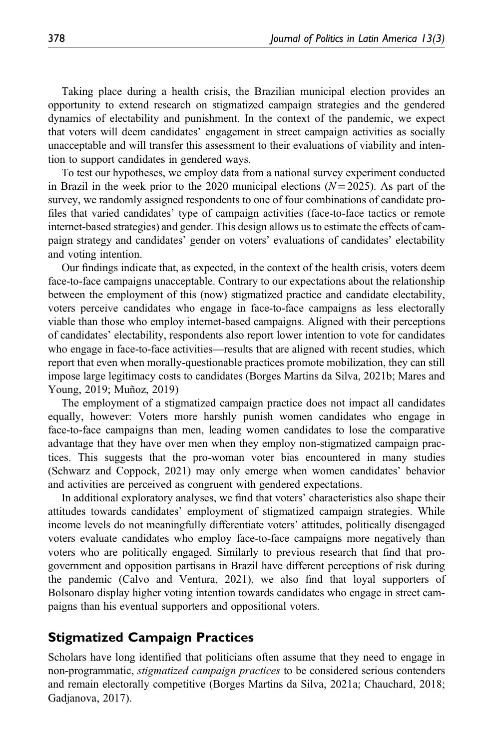Taking place during a health crisis, the Brazilian municipal election provides an opportunity to extend research on stigmatized campaign strategies and the gendered dynamics of electability and punishment. In the context of the pandemic, we expect that voters will deem candidates' engagement in street campaign activities as socially unacceptable and will transfer this assessment to their evaluations of viability and intention to support candidates in gendered ways.

To test our hypotheses, we employ data from a national survey experiment conducted in Brazil in the week prior to the 2020 municipal elections ($N = 2025$). As part of the survey, we randomly assigned respondents to one of four combinations of candidate profiles that varied candidates' type of campaign activities (face-to-face tactics or remote internet-based strategies) and gender. This design allows us to estimate the effects of campaign strategy and candidates' gender on voters' evaluations of candidates' electability and voting intention.

Our findings indicate that, as expected, in the context of the health crisis, voters deem face-to-face campaigns unacceptable. Contrary to our expectations about the relationship between the employment of this (now) stigmatized practice and candidate electability, voters perceive candidates who engage in face-to-face campaigns as less electorally viable than those who employ internet-based campaigns. Aligned with their perceptions of candidates' electability, respondents also report lower intention to vote for candidates who engage in face-to-face activities—results that are aligned with recent studies, which report that even when morally-questionable practices promote mobilization, they can still impose large legitimacy costs to candidates (Borges Martins da Silva, 2021b; Mares and Young, 2019; Muñoz, 2019)

The employment of a stigmatized campaign practice does not impact all candidates equally, however: Voters more harshly punish women candidates who engage in face-to-face campaigns than men, leading women candidates to lose the comparative advantage that they have over men when they employ non-stigmatized campaign practices. This suggests that the pro-woman voter bias encountered in many studies (Schwarz and Coppock, 2021) may only emerge when women candidates' behavior and activities are perceived as congruent with gendered expectations.

In additional exploratory analyses, we find that voters' characteristics also shape their attitudes towards candidates' employment of stigmatized campaign strategies. While income levels do not meaningfully differentiate voters' attitudes, politically disengaged voters evaluate candidates who employ face-to-face campaigns more negatively than voters who are politically engaged. Similarly to previous research that find that pro-government and opposition partisans in Brazil have different perceptions of risk during the pandemic (Calvo and Ventura, 2021), we also find that loyal supporters of Bolsonaro display higher voting intention towards candidates who engage in street campaigns than his eventual supporters and oppositional voters.

## Stigmatized Campaign Practices

Scholars have long identified that politicians often assume that they need to engage in non-programmatic, *stigmatized campaign practices* to be considered serious contenders and remain electorally competitive (Borges Martins da Silva, 2021a; Chauchard, 2018; Gadjanova, 2017).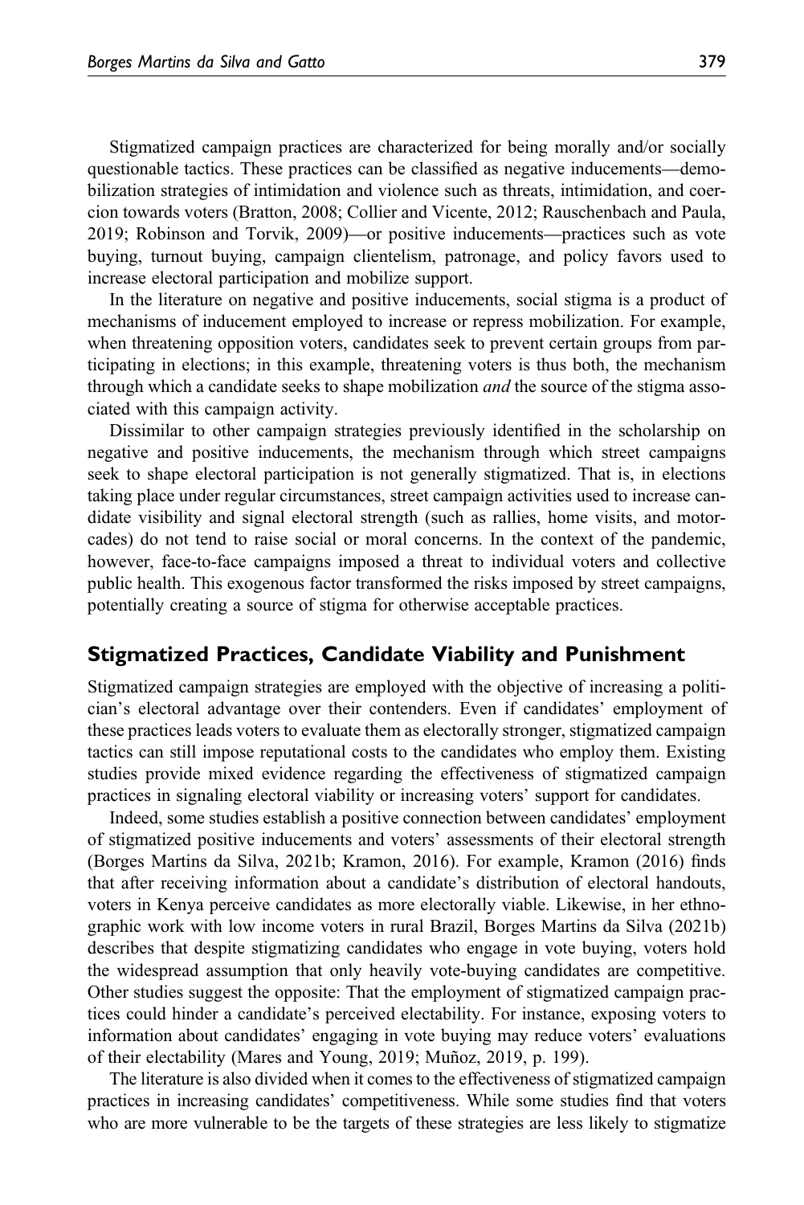Stigmatized campaign practices are characterized for being morally and/or socially questionable tactics. These practices can be classified as negative inducements—demobilization strategies of intimidation and violence such as threats, intimidation, and coercion towards voters (Bratton, 2008; Collier and Vicente, 2012; Rauschenbach and Paula, 2019; Robinson and Torvik, 2009)—or positive inducements—practices such as vote buying, turnout buying, campaign clientelism, patronage, and policy favors used to increase electoral participation and mobilize support.

In the literature on negative and positive inducements, social stigma is a product of mechanisms of inducement employed to increase or repress mobilization. For example, when threatening opposition voters, candidates seek to prevent certain groups from participating in elections; in this example, threatening voters is thus both, the mechanism through which a candidate seeks to shape mobilization *and* the source of the stigma associated with this campaign activity.

Dissimilar to other campaign strategies previously identified in the scholarship on negative and positive inducements, the mechanism through which street campaigns seek to shape electoral participation is not generally stigmatized. That is, in elections taking place under regular circumstances, street campaign activities used to increase candidate visibility and signal electoral strength (such as rallies, home visits, and motorcades) do not tend to raise social or moral concerns. In the context of the pandemic, however, face-to-face campaigns imposed a threat to individual voters and collective public health. This exogenous factor transformed the risks imposed by street campaigns, potentially creating a source of stigma for otherwise acceptable practices.

## Stigmatized Practices, Candidate Viability and Punishment

Stigmatized campaign strategies are employed with the objective of increasing a politician's electoral advantage over their contenders. Even if candidates' employment of these practices leads voters to evaluate them as electorally stronger, stigmatized campaign tactics can still impose reputational costs to the candidates who employ them. Existing studies provide mixed evidence regarding the effectiveness of stigmatized campaign practices in signaling electoral viability or increasing voters' support for candidates.

Indeed, some studies establish a positive connection between candidates' employment of stigmatized positive inducements and voters' assessments of their electoral strength (Borges Martins da Silva, 2021b; Kramon, 2016). For example, Kramon (2016) finds that after receiving information about a candidate's distribution of electoral handouts, voters in Kenya perceive candidates as more electorally viable. Likewise, in her ethnographic work with low income voters in rural Brazil, Borges Martins da Silva (2021b) describes that despite stigmatizing candidates who engage in vote buying, voters hold the widespread assumption that only heavily vote-buying candidates are competitive. Other studies suggest the opposite: That the employment of stigmatized campaign practices could hinder a candidate's perceived electability. For instance, exposing voters to information about candidates' engaging in vote buying may reduce voters' evaluations of their electability (Mares and Young, 2019; Muñoz, 2019, p. 199).

The literature is also divided when it comes to the effectiveness of stigmatized campaign practices in increasing candidates' competitiveness. While some studies find that voters who are more vulnerable to be the targets of these strategies are less likely to stigmatize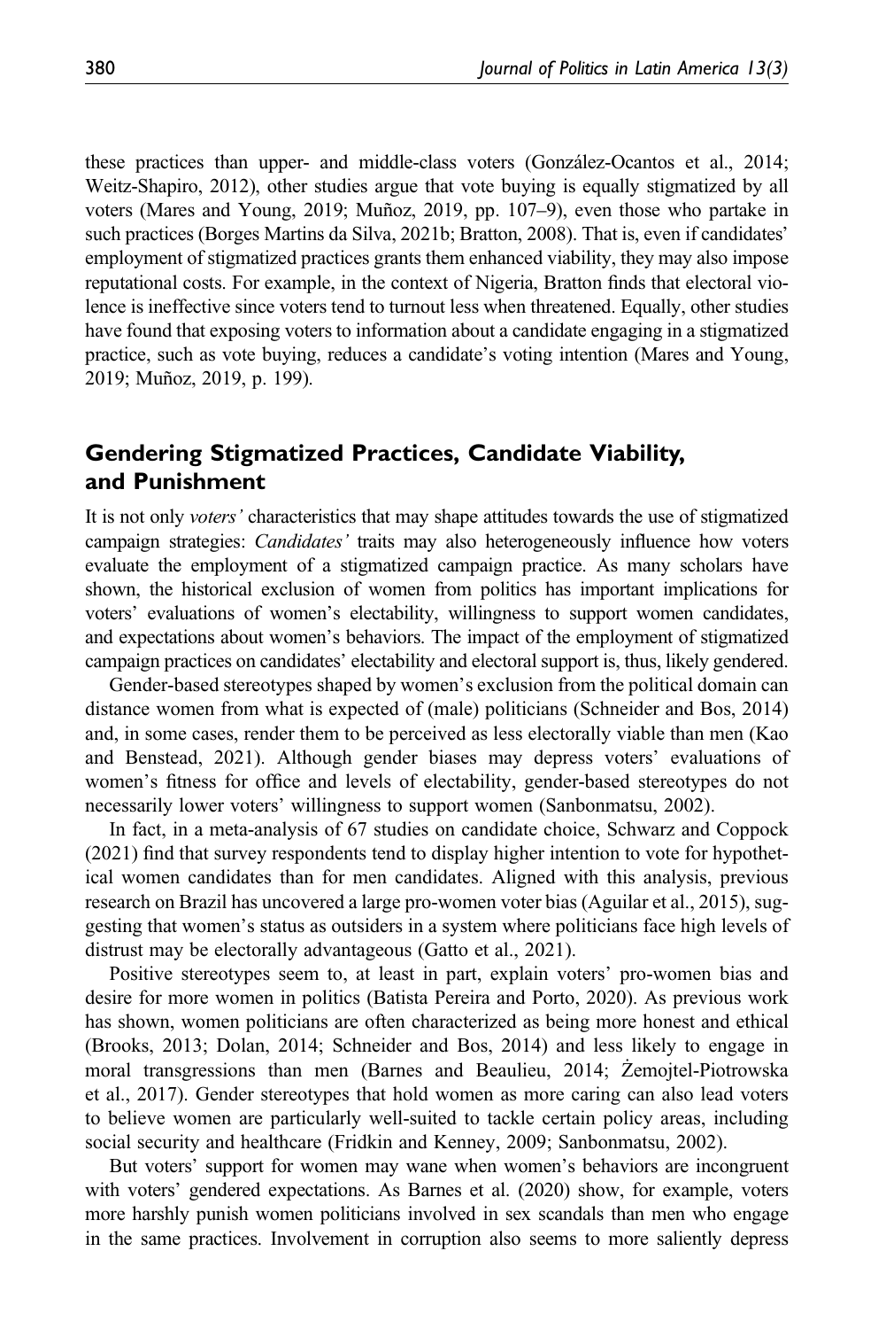these practices than upper- and middle-class voters (González-Ocantos et al., 2014; Weitz-Shapiro, 2012), other studies argue that vote buying is equally stigmatized by all voters (Mares and Young, 2019; Muñoz, 2019, pp. 107–9), even those who partake in such practices (Borges Martins da Silva, 2021b; Bratton, 2008). That is, even if candidates' employment of stigmatized practices grants them enhanced viability, they may also impose reputational costs. For example, in the context of Nigeria, Bratton finds that electoral violence is ineffective since voters tend to turnout less when threatened. Equally, other studies have found that exposing voters to information about a candidate engaging in a stigmatized practice, such as vote buying, reduces a candidate's voting intention (Mares and Young, 2019; Muñoz, 2019, p. 199).

## Gendering Stigmatized Practices, Candidate Viability, and Punishment

It is not only *voters'* characteristics that may shape attitudes towards the use of stigmatized campaign strategies: *Candidates'* traits may also heterogeneously influence how voters evaluate the employment of a stigmatized campaign practice. As many scholars have shown, the historical exclusion of women from politics has important implications for voters' evaluations of women's electability, willingness to support women candidates, and expectations about women's behaviors. The impact of the employment of stigmatized campaign practices on candidates' electability and electoral support is, thus, likely gendered.

Gender-based stereotypes shaped by women's exclusion from the political domain can distance women from what is expected of (male) politicians (Schneider and Bos, 2014) and, in some cases, render them to be perceived as less electorally viable than men (Kao and Benstead, 2021). Although gender biases may depress voters' evaluations of women's fitness for office and levels of electability, gender-based stereotypes do not necessarily lower voters' willingness to support women (Sanbonmatsu, 2002).

In fact, in a meta-analysis of 67 studies on candidate choice, Schwarz and Coppock (2021) find that survey respondents tend to display higher intention to vote for hypothetical women candidates than for men candidates. Aligned with this analysis, previous research on Brazil has uncovered a large pro-women voter bias (Aguilar et al., 2015), suggesting that women's status as outsiders in a system where politicians face high levels of distrust may be electorally advantageous (Gatto et al., 2021).

Positive stereotypes seem to, at least in part, explain voters' pro-women bias and desire for more women in politics (Batista Pereira and Porto, 2020). As previous work has shown, women politicians are often characterized as being more honest and ethical (Brooks, 2013; Dolan, 2014; Schneider and Bos, 2014) and less likely to engage in moral transgressions than men (Barnes and Beaulieu, 2014; Żemojtel-Piotrowska et al., 2017). Gender stereotypes that hold women as more caring can also lead voters to believe women are particularly well-suited to tackle certain policy areas, including social security and healthcare (Fridkin and Kenney, 2009; Sanbonmatsu, 2002).

But voters' support for women may wane when women's behaviors are incongruent with voters' gendered expectations. As Barnes et al. (2020) show, for example, voters more harshly punish women politicians involved in sex scandals than men who engage in the same practices. Involvement in corruption also seems to more saliently depress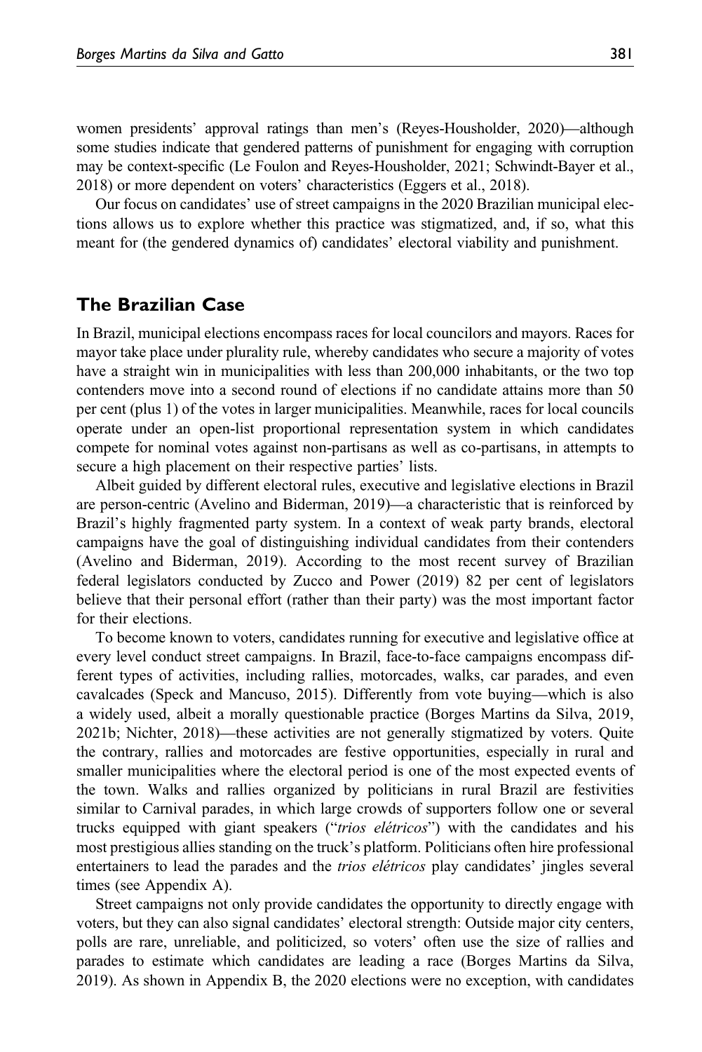women presidents' approval ratings than men's (Reyes-Housholder, 2020)—although some studies indicate that gendered patterns of punishment for engaging with corruption may be context-specific (Le Foulon and Reyes-Housholder, 2021; Schwindt-Bayer et al., 2018) or more dependent on voters' characteristics (Eggers et al., 2018).

Our focus on candidates' use of street campaigns in the 2020 Brazilian municipal elections allows us to explore whether this practice was stigmatized, and, if so, what this meant for (the gendered dynamics of) candidates' electoral viability and punishment.

## The Brazilian Case

In Brazil, municipal elections encompass races for local councilors and mayors. Races for mayor take place under plurality rule, whereby candidates who secure a majority of votes have a straight win in municipalities with less than 200,000 inhabitants, or the two top contenders move into a second round of elections if no candidate attains more than 50 per cent (plus 1) of the votes in larger municipalities. Meanwhile, races for local councils operate under an open-list proportional representation system in which candidates compete for nominal votes against non-partisans as well as co-partisans, in attempts to secure a high placement on their respective parties' lists.

Albeit guided by different electoral rules, executive and legislative elections in Brazil are person-centric (Avelino and Biderman, 2019)—a characteristic that is reinforced by Brazil's highly fragmented party system. In a context of weak party brands, electoral campaigns have the goal of distinguishing individual candidates from their contenders (Avelino and Biderman, 2019). According to the most recent survey of Brazilian federal legislators conducted by Zucco and Power (2019) 82 per cent of legislators believe that their personal effort (rather than their party) was the most important factor for their elections.

To become known to voters, candidates running for executive and legislative office at every level conduct street campaigns. In Brazil, face-to-face campaigns encompass different types of activities, including rallies, motorcades, walks, car parades, and even cavalcades (Speck and Mancuso, 2015). Differently from vote buying—which is also a widely used, albeit a morally questionable practice (Borges Martins da Silva, 2019, 2021b; Nichter, 2018)—these activities are not generally stigmatized by voters. Quite the contrary, rallies and motorcades are festive opportunities, especially in rural and smaller municipalities where the electoral period is one of the most expected events of the town. Walks and rallies organized by politicians in rural Brazil are festivities similar to Carnival parades, in which large crowds of supporters follow one or several trucks equipped with giant speakers ("*trios elétricos*") with the candidates and his most prestigious allies standing on the truck's platform. Politicians often hire professional entertainers to lead the parades and the *trios elétricos* play candidates' jingles several times (see Appendix A).

Street campaigns not only provide candidates the opportunity to directly engage with voters, but they can also signal candidates' electoral strength: Outside major city centers, polls are rare, unreliable, and politicized, so voters' often use the size of rallies and parades to estimate which candidates are leading a race (Borges Martins da Silva, 2019). As shown in Appendix B, the 2020 elections were no exception, with candidates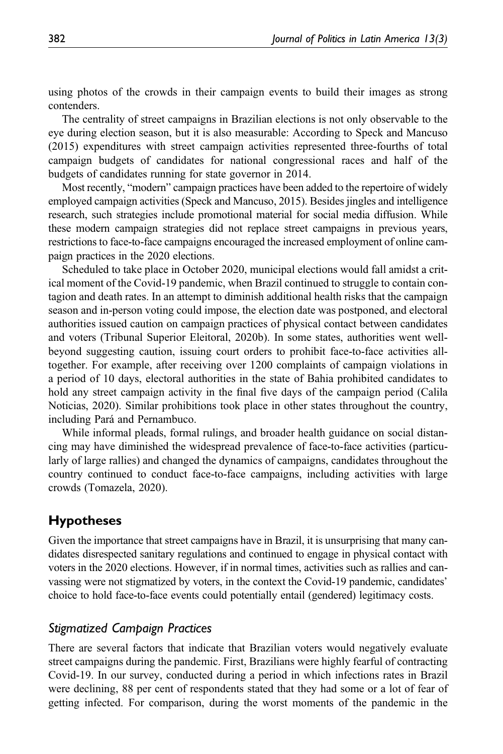using photos of the crowds in their campaign events to build their images as strong contenders.

The centrality of street campaigns in Brazilian elections is not only observable to the eye during election season, but it is also measurable: According to Speck and Mancuso (2015) expenditures with street campaign activities represented three-fourths of total campaign budgets of candidates for national congressional races and half of the budgets of candidates running for state governor in 2014.

Most recently, "modern" campaign practices have been added to the repertoire of widely employed campaign activities (Speck and Mancuso, 2015). Besides jingles and intelligence research, such strategies include promotional material for social media diffusion. While these modern campaign strategies did not replace street campaigns in previous years, restrictions to face-to-face campaigns encouraged the increased employment of online campaign practices in the 2020 elections.

Scheduled to take place in October 2020, municipal elections would fall amidst a critical moment of the Covid-19 pandemic, when Brazil continued to struggle to contain contagion and death rates. In an attempt to diminish additional health risks that the campaign season and in-person voting could impose, the election date was postponed, and electoral authorities issued caution on campaign practices of physical contact between candidates and voters (Tribunal Superior Eleitoral, 2020b). In some states, authorities went well-beyond suggesting caution, issuing court orders to prohibit face-to-face activities all-together. For example, after receiving over 1200 complaints of campaign violations in a period of 10 days, electoral authorities in the state of Bahia prohibited candidates to hold any street campaign activity in the final five days of the campaign period (Calila Noticias, 2020). Similar prohibitions took place in other states throughout the country, including Pará and Pernambuco.

While informal pleads, formal rulings, and broader health guidance on social distancing may have diminished the widespread prevalence of face-to-face activities (particularly of large rallies) and changed the dynamics of campaigns, candidates throughout the country continued to conduct face-to-face campaigns, including activities with large crowds (Tomazela, 2020).

## Hypotheses

Given the importance that street campaigns have in Brazil, it is unsurprising that many candidates disrespected sanitary regulations and continued to engage in physical contact with voters in the 2020 elections. However, if in normal times, activities such as rallies and canvassing were not stigmatized by voters, in the context the Covid-19 pandemic, candidates' choice to hold face-to-face events could potentially entail (gendered) legitimacy costs.

### *Stigmatized Campaign Practices*

There are several factors that indicate that Brazilian voters would negatively evaluate street campaigns during the pandemic. First, Brazilians were highly fearful of contracting Covid-19. In our survey, conducted during a period in which infections rates in Brazil were declining, 88 per cent of respondents stated that they had some or a lot of fear of getting infected. For comparison, during the worst moments of the pandemic in the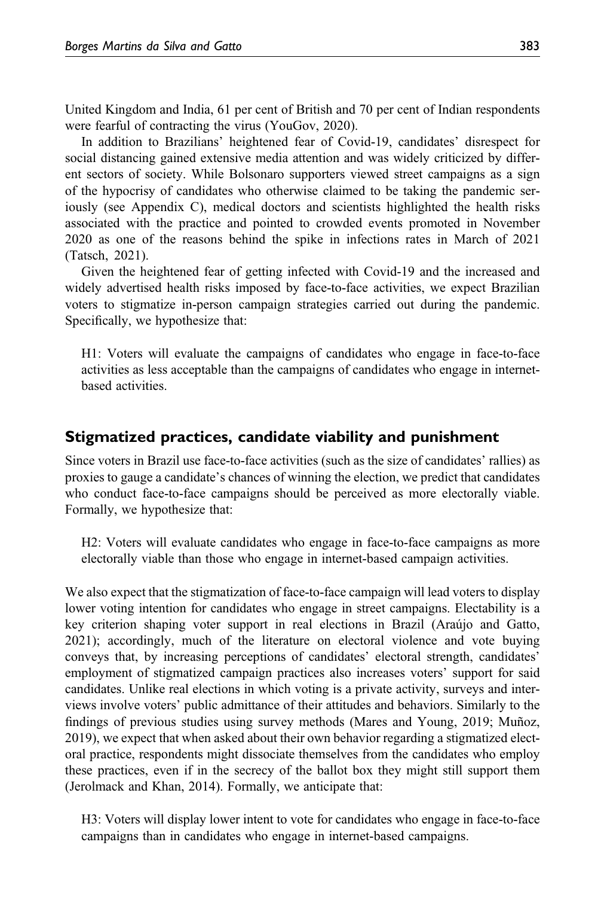United Kingdom and India, 61 per cent of British and 70 per cent of Indian respondents were fearful of contracting the virus (YouGov, 2020).

In addition to Brazilians' heightened fear of Covid-19, candidates' disrespect for social distancing gained extensive media attention and was widely criticized by different sectors of society. While Bolsonaro supporters viewed street campaigns as a sign of the hypocrisy of candidates who otherwise claimed to be taking the pandemic seriously (see Appendix C), medical doctors and scientists highlighted the health risks associated with the practice and pointed to crowded events promoted in November 2020 as one of the reasons behind the spike in infections rates in March of 2021 (Tatsch, 2021).

Given the heightened fear of getting infected with Covid-19 and the increased and widely advertised health risks imposed by face-to-face activities, we expect Brazilian voters to stigmatize in-person campaign strategies carried out during the pandemic. Specifically, we hypothesize that:

> H1: Voters will evaluate the campaigns of candidates who engage in face-to-face activities as less acceptable than the campaigns of candidates who engage in internet-based activities.

## Stigmatized practices, candidate viability and punishment

Since voters in Brazil use face-to-face activities (such as the size of candidates' rallies) as proxies to gauge a candidate's chances of winning the election, we predict that candidates who conduct face-to-face campaigns should be perceived as more electorally viable. Formally, we hypothesize that:

> H2: Voters will evaluate candidates who engage in face-to-face campaigns as more electorally viable than those who engage in internet-based campaign activities.

We also expect that the stigmatization of face-to-face campaign will lead voters to display lower voting intention for candidates who engage in street campaigns. Electability is a key criterion shaping voter support in real elections in Brazil (Araújo and Gatto, 2021); accordingly, much of the literature on electoral violence and vote buying conveys that, by increasing perceptions of candidates' electoral strength, candidates' employment of stigmatized campaign practices also increases voters' support for said candidates. Unlike real elections in which voting is a private activity, surveys and interviews involve voters' public admittance of their attitudes and behaviors. Similarly to the findings of previous studies using survey methods (Mares and Young, 2019; Muñoz, 2019), we expect that when asked about their own behavior regarding a stigmatized electoral practice, respondents might dissociate themselves from the candidates who employ these practices, even if in the secrecy of the ballot box they might still support them (Jerolmack and Khan, 2014). Formally, we anticipate that:

> H3: Voters will display lower intent to vote for candidates who engage in face-to-face campaigns than in candidates who engage in internet-based campaigns.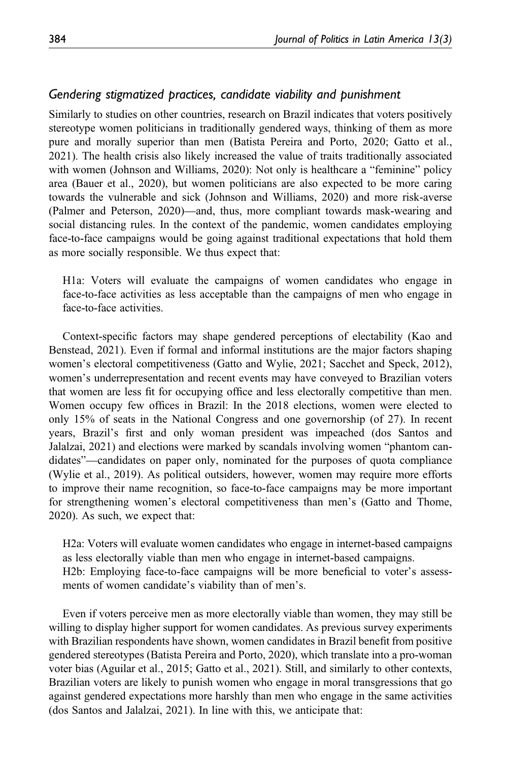### *Gendering stigmatized practices, candidate viability and punishment*

Similarly to studies on other countries, research on Brazil indicates that voters positively stereotype women politicians in traditionally gendered ways, thinking of them as more pure and morally superior than men (Batista Pereira and Porto, 2020; Gatto et al., 2021). The health crisis also likely increased the value of traits traditionally associated with women (Johnson and Williams, 2020): Not only is healthcare a "feminine" policy area (Bauer et al., 2020), but women politicians are also expected to be more caring towards the vulnerable and sick (Johnson and Williams, 2020) and more risk-averse (Palmer and Peterson, 2020)—and, thus, more compliant towards mask-wearing and social distancing rules. In the context of the pandemic, women candidates employing face-to-face campaigns would be going against traditional expectations that hold them as more socially responsible. We thus expect that:

> H1a: Voters will evaluate the campaigns of women candidates who engage in face-to-face activities as less acceptable than the campaigns of men who engage in face-to-face activities.

Context-specific factors may shape gendered perceptions of electability (Kao and Benstead, 2021). Even if formal and informal institutions are the major factors shaping women's electoral competitiveness (Gatto and Wylie, 2021; Sacchet and Speck, 2012), women's underrepresentation and recent events may have conveyed to Brazilian voters that women are less fit for occupying office and less electorally competitive than men. Women occupy few offices in Brazil: In the 2018 elections, women were elected to only 15% of seats in the National Congress and one governorship (of 27). In recent years, Brazil's first and only woman president was impeached (dos Santos and Jalalzai, 2021) and elections were marked by scandals involving women "phantom candidates"—candidates on paper only, nominated for the purposes of quota compliance (Wylie et al., 2019). As political outsiders, however, women may require more efforts to improve their name recognition, so face-to-face campaigns may be more important for strengthening women's electoral competitiveness than men's (Gatto and Thome, 2020). As such, we expect that:

> H2a: Voters will evaluate women candidates who engage in internet-based campaigns as less electorally viable than men who engage in internet-based campaigns.
> H2b: Employing face-to-face campaigns will be more beneficial to voter's assessments of women candidate's viability than of men's.

Even if voters perceive men as more electorally viable than women, they may still be willing to display higher support for women candidates. As previous survey experiments with Brazilian respondents have shown, women candidates in Brazil benefit from positive gendered stereotypes (Batista Pereira and Porto, 2020), which translate into a pro-woman voter bias (Aguilar et al., 2015; Gatto et al., 2021). Still, and similarly to other contexts, Brazilian voters are likely to punish women who engage in moral transgressions that go against gendered expectations more harshly than men who engage in the same activities (dos Santos and Jalalzai, 2021). In line with this, we anticipate that: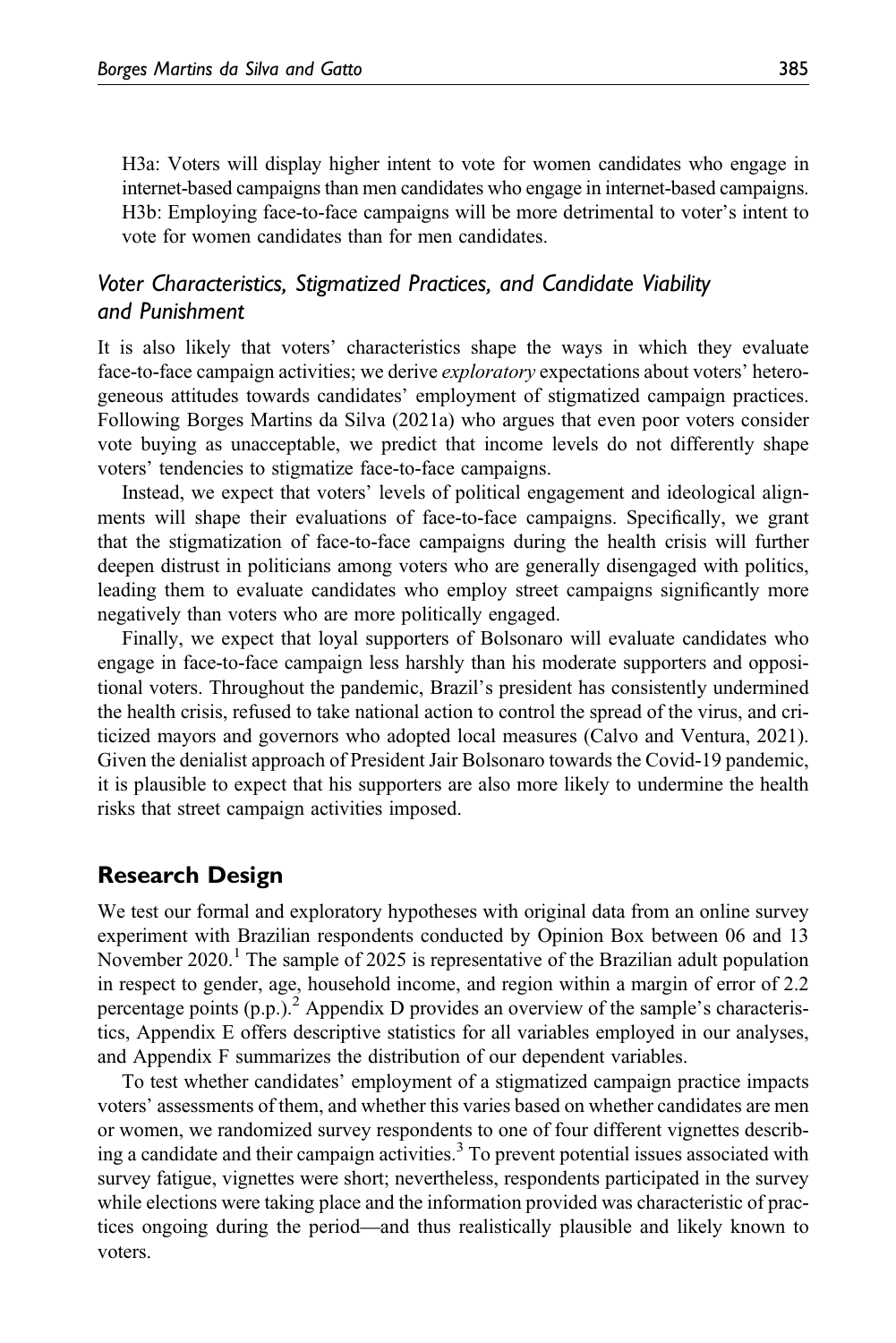H3a: Voters will display higher intent to vote for women candidates who engage in internet-based campaigns than men candidates who engage in internet-based campaigns.
H3b: Employing face-to-face campaigns will be more detrimental to voter's intent to vote for women candidates than for men candidates.

### *Voter Characteristics, Stigmatized Practices, and Candidate Viability and Punishment*

It is also likely that voters' characteristics shape the ways in which they evaluate face-to-face campaign activities; we derive *exploratory* expectations about voters' heterogeneous attitudes towards candidates' employment of stigmatized campaign practices. Following Borges Martins da Silva (2021a) who argues that even poor voters consider vote buying as unacceptable, we predict that income levels do not differently shape voters' tendencies to stigmatize face-to-face campaigns.

Instead, we expect that voters' levels of political engagement and ideological alignments will shape their evaluations of face-to-face campaigns. Specifically, we grant that the stigmatization of face-to-face campaigns during the health crisis will further deepen distrust in politicians among voters who are generally disengaged with politics, leading them to evaluate candidates who employ street campaigns significantly more negatively than voters who are more politically engaged.

Finally, we expect that loyal supporters of Bolsonaro will evaluate candidates who engage in face-to-face campaign less harshly than his moderate supporters and oppositional voters. Throughout the pandemic, Brazil's president has consistently undermined the health crisis, refused to take national action to control the spread of the virus, and criticized mayors and governors who adopted local measures (Calvo and Ventura, 2021). Given the denialist approach of President Jair Bolsonaro towards the Covid-19 pandemic, it is plausible to expect that his supporters are also more likely to undermine the health risks that street campaign activities imposed.

## Research Design

We test our formal and exploratory hypotheses with original data from an online survey experiment with Brazilian respondents conducted by Opinion Box between 06 and 13 November 2020.[1] The sample of 2025 is representative of the Brazilian adult population in respect to gender, age, household income, and region within a margin of error of 2.2 percentage points (p.p.).[2] Appendix D provides an overview of the sample's characteristics, Appendix E offers descriptive statistics for all variables employed in our analyses, and Appendix F summarizes the distribution of our dependent variables.

To test whether candidates' employment of a stigmatized campaign practice impacts voters' assessments of them, and whether this varies based on whether candidates are men or women, we randomized survey respondents to one of four different vignettes describing a candidate and their campaign activities.[3] To prevent potential issues associated with survey fatigue, vignettes were short; nevertheless, respondents participated in the survey while elections were taking place and the information provided was characteristic of practices ongoing during the period—and thus realistically plausible and likely known to voters.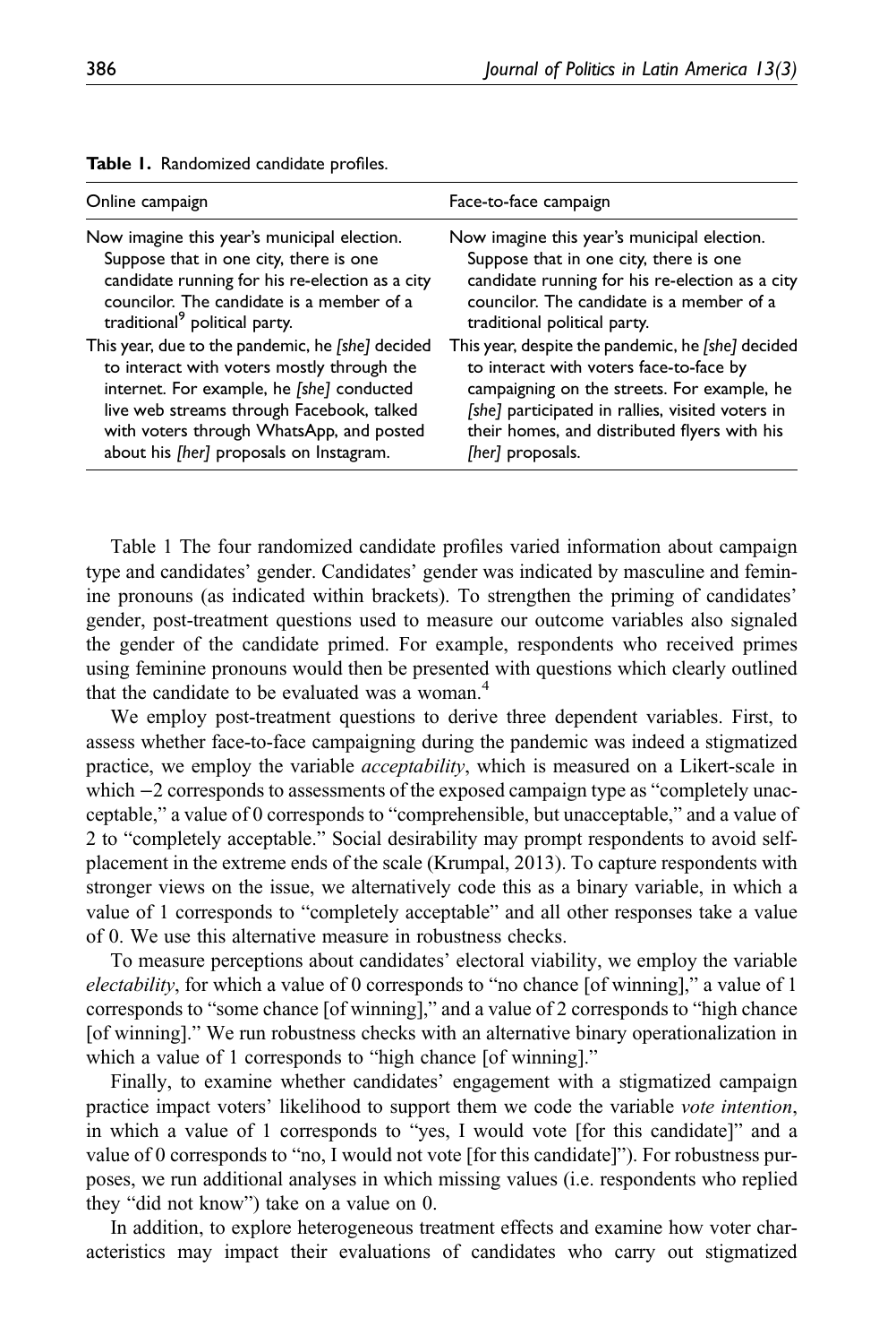**Table 1.** Randomized candidate profiles.

| Online campaign | Face-to-face campaign |
|---|---|
| Now imagine this year's municipal election. Suppose that in one city, there is one candidate running for his re-election as a city councilor. The candidate is a member of a traditional[9] political party. | Now imagine this year's municipal election. Suppose that in one city, there is one candidate running for his re-election as a city councilor. The candidate is a member of a traditional political party. |
| This year, due to the pandemic, he *[she]* decided to interact with voters mostly through the internet. For example, he *[she]* conducted live web streams through Facebook, talked with voters through WhatsApp, and posted about his *[her]* proposals on Instagram. | This year, despite the pandemic, he *[she]* decided to interact with voters face-to-face by campaigning on the streets. For example, he *[she]* participated in rallies, visited voters in their homes, and distributed flyers with his *[her]* proposals. |

Table 1 The four randomized candidate profiles varied information about campaign type and candidates' gender. Candidates' gender was indicated by masculine and feminine pronouns (as indicated within brackets). To strengthen the priming of candidates' gender, post-treatment questions used to measure our outcome variables also signaled the gender of the candidate primed. For example, respondents who received primes using feminine pronouns would then be presented with questions which clearly outlined that the candidate to be evaluated was a woman.[4]

We employ post-treatment questions to derive three dependent variables. First, to assess whether face-to-face campaigning during the pandemic was indeed a stigmatized practice, we employ the variable *acceptability*, which is measured on a Likert-scale in which −2 corresponds to assessments of the exposed campaign type as "completely unacceptable," a value of 0 corresponds to "comprehensible, but unacceptable," and a value of 2 to "completely acceptable." Social desirability may prompt respondents to avoid self-placement in the extreme ends of the scale (Krumpal, 2013). To capture respondents with stronger views on the issue, we alternatively code this as a binary variable, in which a value of 1 corresponds to "completely acceptable" and all other responses take a value of 0. We use this alternative measure in robustness checks.

To measure perceptions about candidates' electoral viability, we employ the variable *electability*, for which a value of 0 corresponds to "no chance [of winning]," a value of 1 corresponds to "some chance [of winning]," and a value of 2 corresponds to "high chance [of winning]." We run robustness checks with an alternative binary operationalization in which a value of 1 corresponds to "high chance [of winning]."

Finally, to examine whether candidates' engagement with a stigmatized campaign practice impact voters' likelihood to support them we code the variable *vote intention*, in which a value of 1 corresponds to "yes, I would vote [for this candidate]" and a value of 0 corresponds to "no, I would not vote [for this candidate]"). For robustness purposes, we run additional analyses in which missing values (i.e. respondents who replied they "did not know") take on a value on 0.

In addition, to explore heterogeneous treatment effects and examine how voter characteristics may impact their evaluations of candidates who carry out stigmatized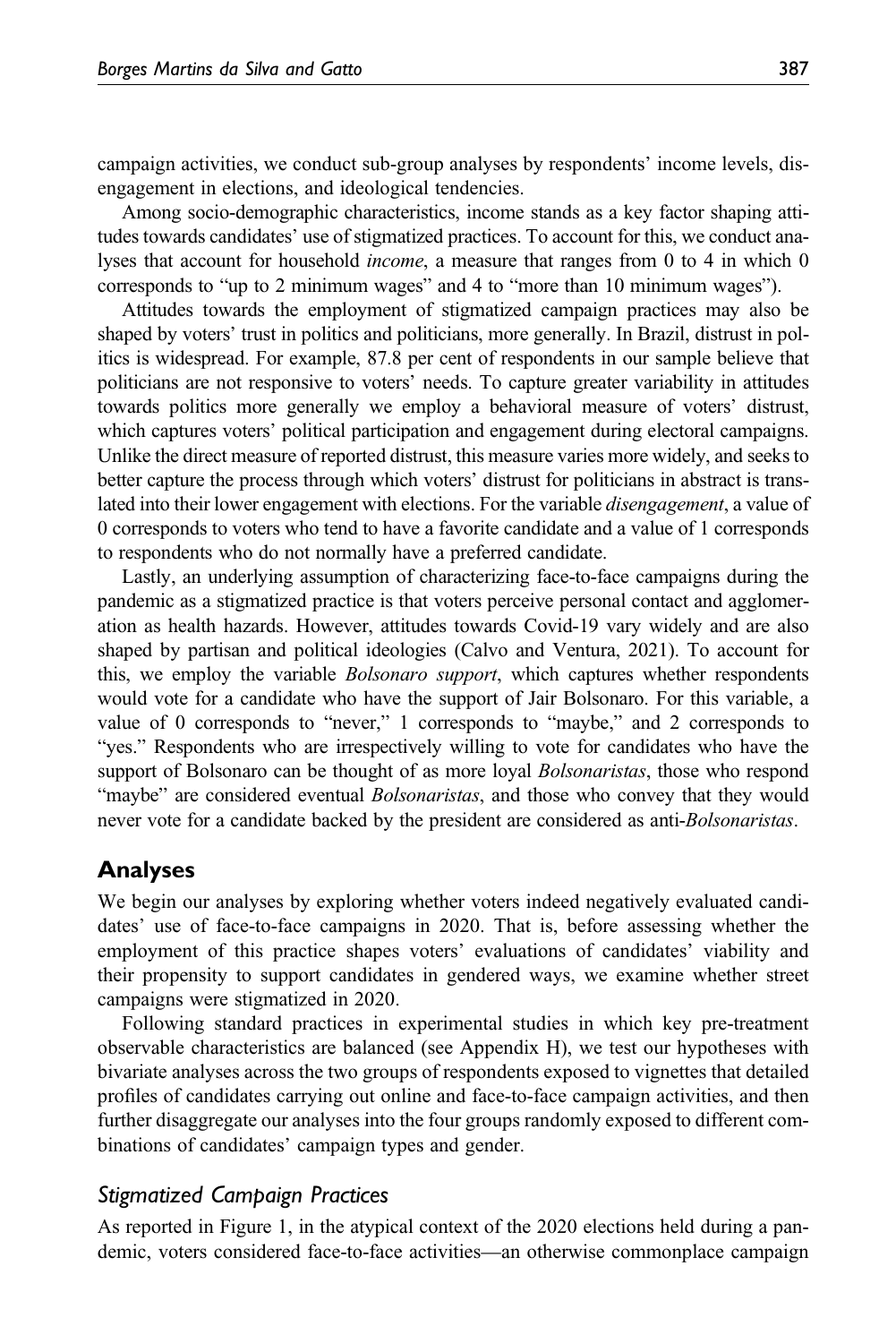campaign activities, we conduct sub-group analyses by respondents' income levels, disengagement in elections, and ideological tendencies.

Among socio-demographic characteristics, income stands as a key factor shaping attitudes towards candidates' use of stigmatized practices. To account for this, we conduct analyses that account for household *income*, a measure that ranges from 0 to 4 in which 0 corresponds to "up to 2 minimum wages" and 4 to "more than 10 minimum wages").

Attitudes towards the employment of stigmatized campaign practices may also be shaped by voters' trust in politics and politicians, more generally. In Brazil, distrust in politics is widespread. For example, 87.8 per cent of respondents in our sample believe that politicians are not responsive to voters' needs. To capture greater variability in attitudes towards politics more generally we employ a behavioral measure of voters' distrust, which captures voters' political participation and engagement during electoral campaigns. Unlike the direct measure of reported distrust, this measure varies more widely, and seeks to better capture the process through which voters' distrust for politicians in abstract is translated into their lower engagement with elections. For the variable *disengagement*, a value of 0 corresponds to voters who tend to have a favorite candidate and a value of 1 corresponds to respondents who do not normally have a preferred candidate.

Lastly, an underlying assumption of characterizing face-to-face campaigns during the pandemic as a stigmatized practice is that voters perceive personal contact and agglomeration as health hazards. However, attitudes towards Covid-19 vary widely and are also shaped by partisan and political ideologies (Calvo and Ventura, 2021). To account for this, we employ the variable *Bolsonaro support*, which captures whether respondents would vote for a candidate who have the support of Jair Bolsonaro. For this variable, a value of 0 corresponds to "never," 1 corresponds to "maybe," and 2 corresponds to "yes." Respondents who are irrespectively willing to vote for candidates who have the support of Bolsonaro can be thought of as more loyal *Bolsonaristas*, those who respond "maybe" are considered eventual *Bolsonaristas*, and those who convey that they would never vote for a candidate backed by the president are considered as anti-*Bolsonaristas*.

## Analyses

We begin our analyses by exploring whether voters indeed negatively evaluated candidates' use of face-to-face campaigns in 2020. That is, before assessing whether the employment of this practice shapes voters' evaluations of candidates' viability and their propensity to support candidates in gendered ways, we examine whether street campaigns were stigmatized in 2020.

Following standard practices in experimental studies in which key pre-treatment observable characteristics are balanced (see Appendix H), we test our hypotheses with bivariate analyses across the two groups of respondents exposed to vignettes that detailed profiles of candidates carrying out online and face-to-face campaign activities, and then further disaggregate our analyses into the four groups randomly exposed to different combinations of candidates' campaign types and gender.

### *Stigmatized Campaign Practices*

As reported in Figure 1, in the atypical context of the 2020 elections held during a pandemic, voters considered face-to-face activities—an otherwise commonplace campaign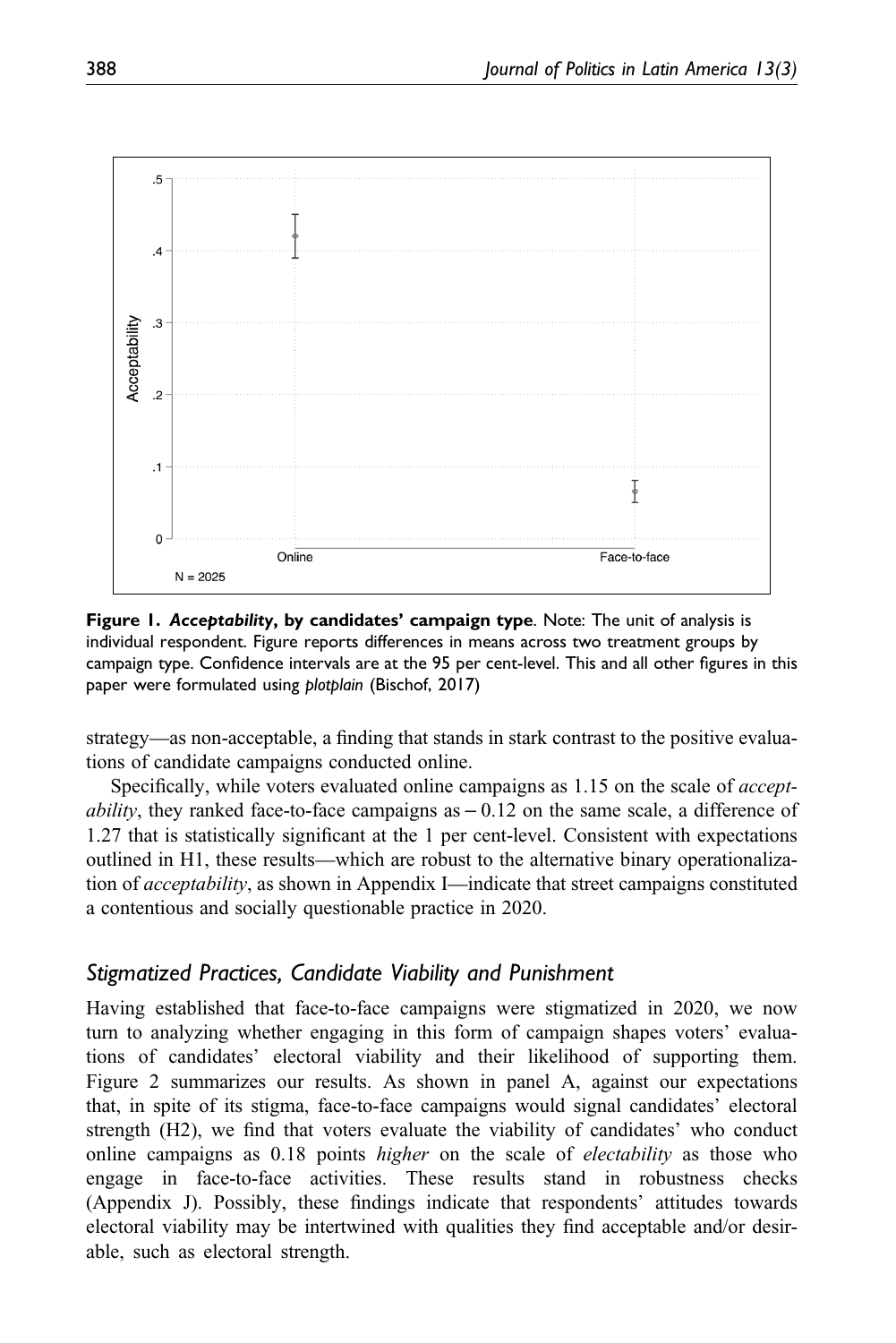**Figure 1.** ***Acceptability*, by candidates' campaign type**. Note: The unit of analysis is individual respondent. Figure reports differences in means across two treatment groups by campaign type. Confidence intervals are at the 95 per cent-level. This and all other figures in this paper were formulated using *plotplain* (Bischof, 2017)

strategy—as non-acceptable, a finding that stands in stark contrast to the positive evaluations of candidate campaigns conducted online.

Specifically, while voters evaluated online campaigns as 1.15 on the scale of *acceptability*, they ranked face-to-face campaigns as $-0.12$ on the same scale, a difference of 1.27 that is statistically significant at the 1 per cent-level. Consistent with expectations outlined in H1, these results—which are robust to the alternative binary operationalization of *acceptability*, as shown in Appendix I—indicate that street campaigns constituted a contentious and socially questionable practice in 2020.

## *Stigmatized Practices, Candidate Viability and Punishment*

Having established that face-to-face campaigns were stigmatized in 2020, we now turn to analyzing whether engaging in this form of campaign shapes voters' evaluations of candidates' electoral viability and their likelihood of supporting them. Figure 2 summarizes our results. As shown in panel A, against our expectations that, in spite of its stigma, face-to-face campaigns would signal candidates' electoral strength (H2), we find that voters evaluate the viability of candidates' who conduct online campaigns as 0.18 points *higher* on the scale of *electability* as those who engage in face-to-face activities. These results stand in robustness checks (Appendix J). Possibly, these findings indicate that respondents' attitudes towards electoral viability may be intertwined with qualities they find acceptable and/or desirable, such as electoral strength.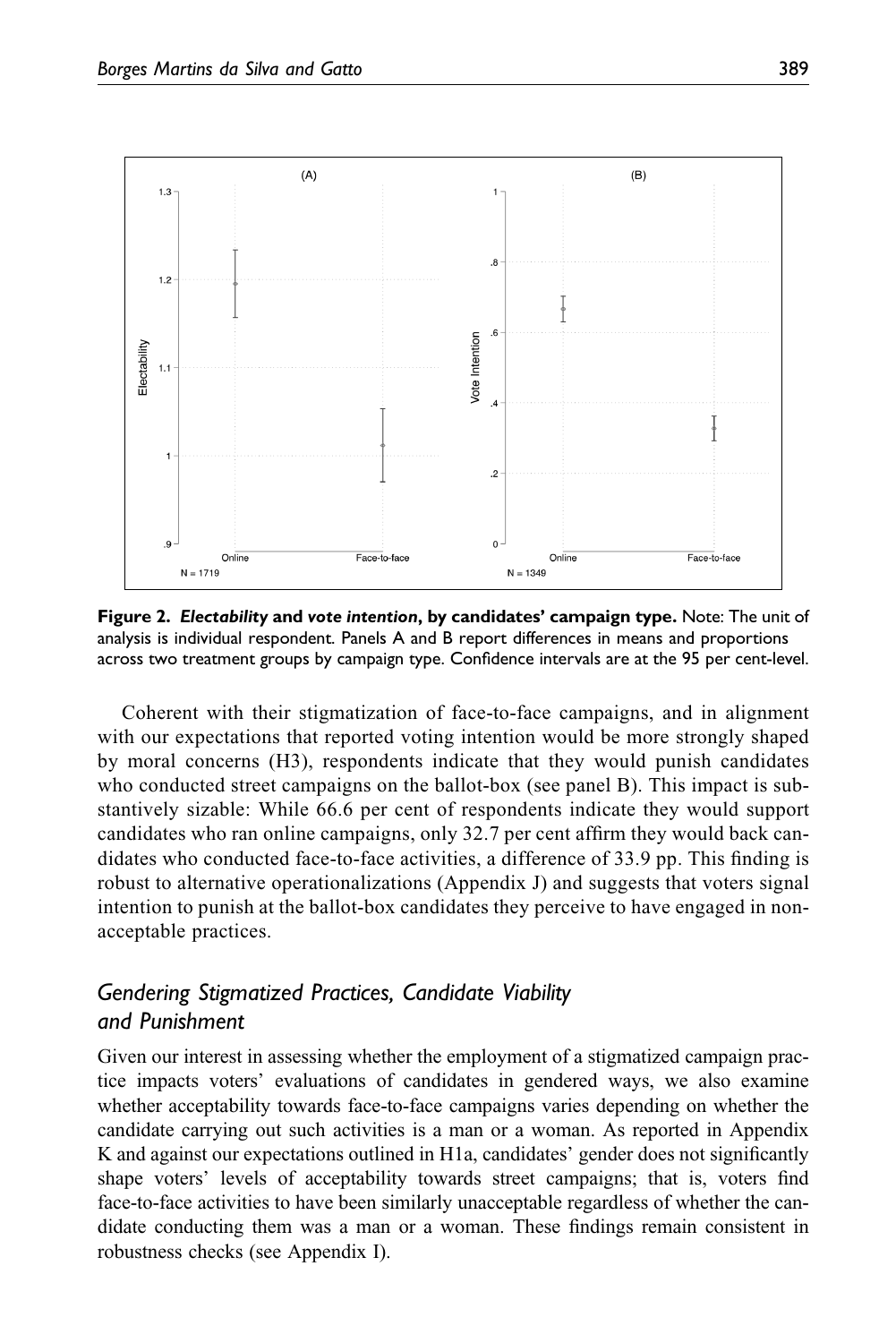**Figure 2. *Electability* and *vote intention*, by candidates' campaign type.** Note: The unit of analysis is individual respondent. Panels A and B report differences in means and proportions across two treatment groups by campaign type. Confidence intervals are at the 95 per cent-level.

Coherent with their stigmatization of face-to-face campaigns, and in alignment with our expectations that reported voting intention would be more strongly shaped by moral concerns (H3), respondents indicate that they would punish candidates who conducted street campaigns on the ballot-box (see panel B). This impact is substantively sizable: While 66.6 per cent of respondents indicate they would support candidates who ran online campaigns, only 32.7 per cent affirm they would back candidates who conducted face-to-face activities, a difference of 33.9 pp. This finding is robust to alternative operationalizations (Appendix J) and suggests that voters signal intention to punish at the ballot-box candidates they perceive to have engaged in non-acceptable practices.

## *Gendering Stigmatized Practices, Candidate Viability and Punishment*

Given our interest in assessing whether the employment of a stigmatized campaign practice impacts voters' evaluations of candidates in gendered ways, we also examine whether acceptability towards face-to-face campaigns varies depending on whether the candidate carrying out such activities is a man or a woman. As reported in Appendix K and against our expectations outlined in H1a, candidates' gender does not significantly shape voters' levels of acceptability towards street campaigns; that is, voters find face-to-face activities to have been similarly unacceptable regardless of whether the candidate conducting them was a man or a woman. These findings remain consistent in robustness checks (see Appendix I).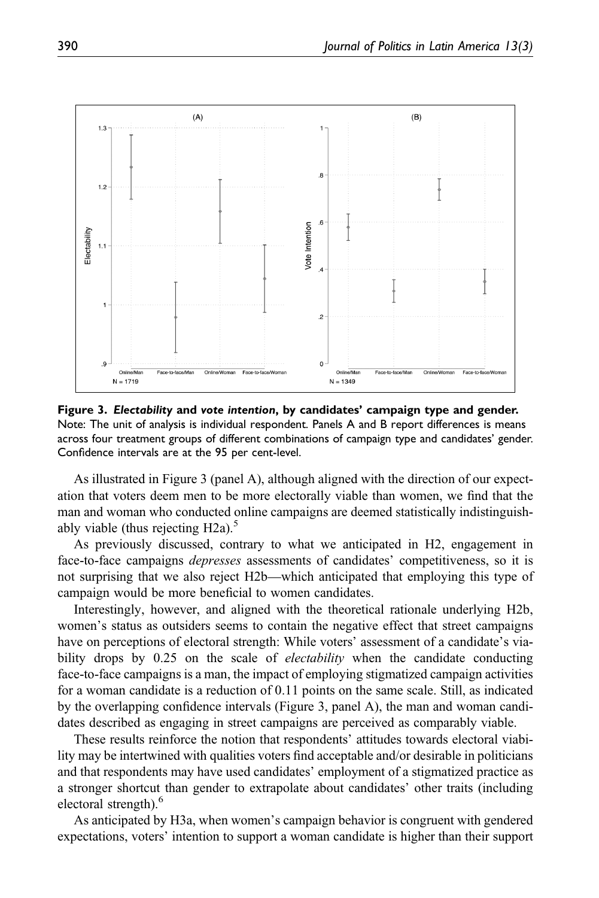**Figure 3. *Electability* and *vote intention*, by candidates' campaign type and gender.**
Note: The unit of analysis is individual respondent. Panels A and B report differences is means across four treatment groups of different combinations of campaign type and candidates' gender. Confidence intervals are at the 95 per cent-level.

As illustrated in Figure 3 (panel A), although aligned with the direction of our expectation that voters deem men to be more electorally viable than women, we find that the man and woman who conducted online campaigns are deemed statistically indistinguishably viable (thus rejecting H2a).[5]

As previously discussed, contrary to what we anticipated in H2, engagement in face-to-face campaigns *depresses* assessments of candidates' competitiveness, so it is not surprising that we also reject H2b—which anticipated that employing this type of campaign would be more beneficial to women candidates.

Interestingly, however, and aligned with the theoretical rationale underlying H2b, women's status as outsiders seems to contain the negative effect that street campaigns have on perceptions of electoral strength: While voters' assessment of a candidate's viability drops by 0.25 on the scale of *electability* when the candidate conducting face-to-face campaigns is a man, the impact of employing stigmatized campaign activities for a woman candidate is a reduction of 0.11 points on the same scale. Still, as indicated by the overlapping confidence intervals (Figure 3, panel A), the man and woman candidates described as engaging in street campaigns are perceived as comparably viable.

These results reinforce the notion that respondents' attitudes towards electoral viability may be intertwined with qualities voters find acceptable and/or desirable in politicians and that respondents may have used candidates' employment of a stigmatized practice as a stronger shortcut than gender to extrapolate about candidates' other traits (including electoral strength).[6]

As anticipated by H3a, when women's campaign behavior is congruent with gendered expectations, voters' intention to support a woman candidate is higher than their support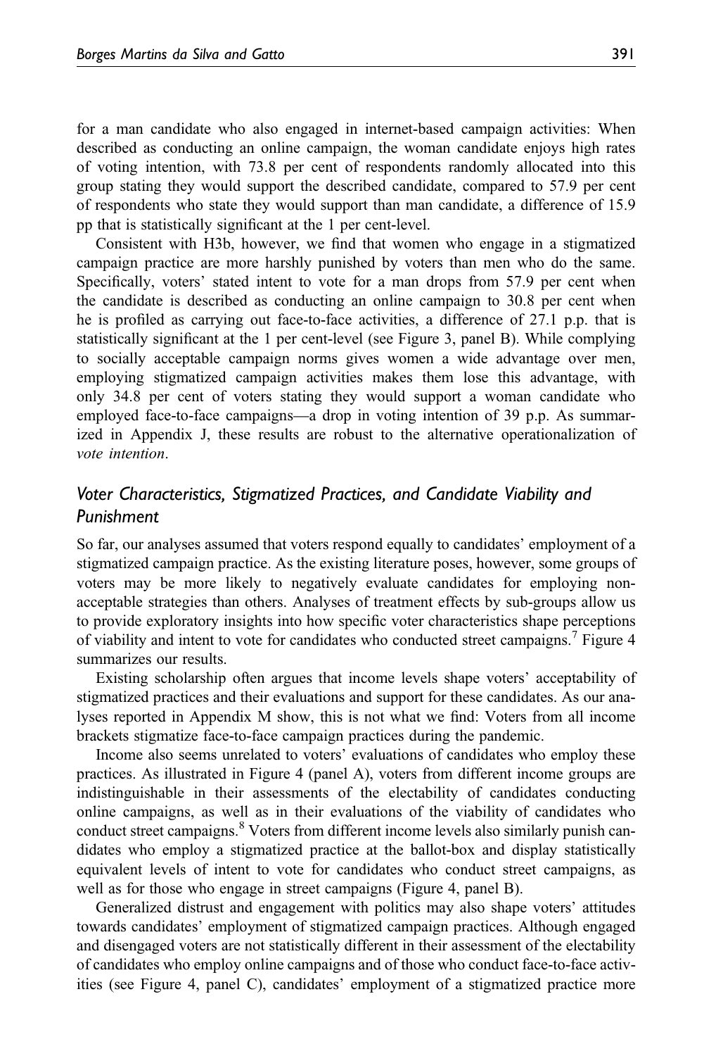for a man candidate who also engaged in internet-based campaign activities: When described as conducting an online campaign, the woman candidate enjoys high rates of voting intention, with 73.8 per cent of respondents randomly allocated into this group stating they would support the described candidate, compared to 57.9 per cent of respondents who state they would support than man candidate, a difference of 15.9 pp that is statistically significant at the 1 per cent-level.

Consistent with H3b, however, we find that women who engage in a stigmatized campaign practice are more harshly punished by voters than men who do the same. Specifically, voters' stated intent to vote for a man drops from 57.9 per cent when the candidate is described as conducting an online campaign to 30.8 per cent when he is profiled as carrying out face-to-face activities, a difference of 27.1 p.p. that is statistically significant at the 1 per cent-level (see Figure 3, panel B). While complying to socially acceptable campaign norms gives women a wide advantage over men, employing stigmatized campaign activities makes them lose this advantage, with only 34.8 per cent of voters stating they would support a woman candidate who employed face-to-face campaigns—a drop in voting intention of 39 p.p. As summarized in Appendix J, these results are robust to the alternative operationalization of *vote intention*.

## Voter Characteristics, Stigmatized Practices, and Candidate Viability and Punishment

So far, our analyses assumed that voters respond equally to candidates' employment of a stigmatized campaign practice. As the existing literature poses, however, some groups of voters may be more likely to negatively evaluate candidates for employing non-acceptable strategies than others. Analyses of treatment effects by sub-groups allow us to provide exploratory insights into how specific voter characteristics shape perceptions of viability and intent to vote for candidates who conducted street campaigns.[7] Figure 4 summarizes our results.

Existing scholarship often argues that income levels shape voters' acceptability of stigmatized practices and their evaluations and support for these candidates. As our analyses reported in Appendix M show, this is not what we find: Voters from all income brackets stigmatize face-to-face campaign practices during the pandemic.

Income also seems unrelated to voters' evaluations of candidates who employ these practices. As illustrated in Figure 4 (panel A), voters from different income groups are indistinguishable in their assessments of the electability of candidates conducting online campaigns, as well as in their evaluations of the viability of candidates who conduct street campaigns.[8] Voters from different income levels also similarly punish candidates who employ a stigmatized practice at the ballot-box and display statistically equivalent levels of intent to vote for candidates who conduct street campaigns, as well as for those who engage in street campaigns (Figure 4, panel B).

Generalized distrust and engagement with politics may also shape voters' attitudes towards candidates' employment of stigmatized campaign practices. Although engaged and disengaged voters are not statistically different in their assessment of the electability of candidates who employ online campaigns and of those who conduct face-to-face activities (see Figure 4, panel C), candidates' employment of a stigmatized practice more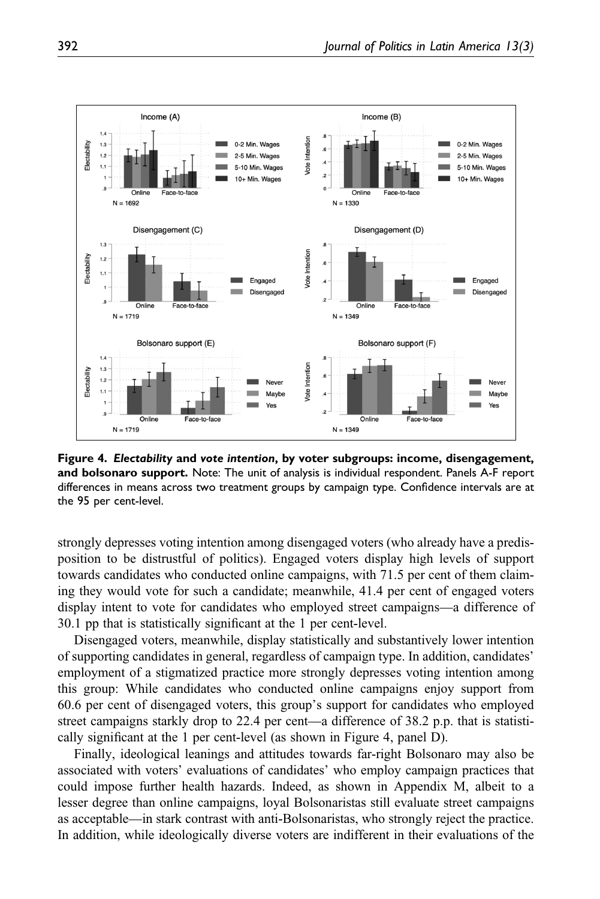**Figure 4.** ***Electability*** **and** ***vote intention*****, by voter subgroups: income, disengagement, and bolsonaro support.** Note: The unit of analysis is individual respondent. Panels A-F report differences in means across two treatment groups by campaign type. Confidence intervals are at the 95 per cent-level.

strongly depresses voting intention among disengaged voters (who already have a predisposition to be distrustful of politics). Engaged voters display high levels of support towards candidates who conducted online campaigns, with 71.5 per cent of them claiming they would vote for such a candidate; meanwhile, 41.4 per cent of engaged voters display intent to vote for candidates who employed street campaigns—a difference of 30.1 pp that is statistically significant at the 1 per cent-level.

Disengaged voters, meanwhile, display statistically and substantively lower intention of supporting candidates in general, regardless of campaign type. In addition, candidates' employment of a stigmatized practice more strongly depresses voting intention among this group: While candidates who conducted online campaigns enjoy support from 60.6 per cent of disengaged voters, this group's support for candidates who employed street campaigns starkly drop to 22.4 per cent—a difference of 38.2 p.p. that is statistically significant at the 1 per cent-level (as shown in Figure 4, panel D).

Finally, ideological leanings and attitudes towards far-right Bolsonaro may also be associated with voters' evaluations of candidates' who employ campaign practices that could impose further health hazards. Indeed, as shown in Appendix M, albeit to a lesser degree than online campaigns, loyal Bolsonaristas still evaluate street campaigns as acceptable—in stark contrast with anti-Bolsonaristas, who strongly reject the practice. In addition, while ideologically diverse voters are indifferent in their evaluations of the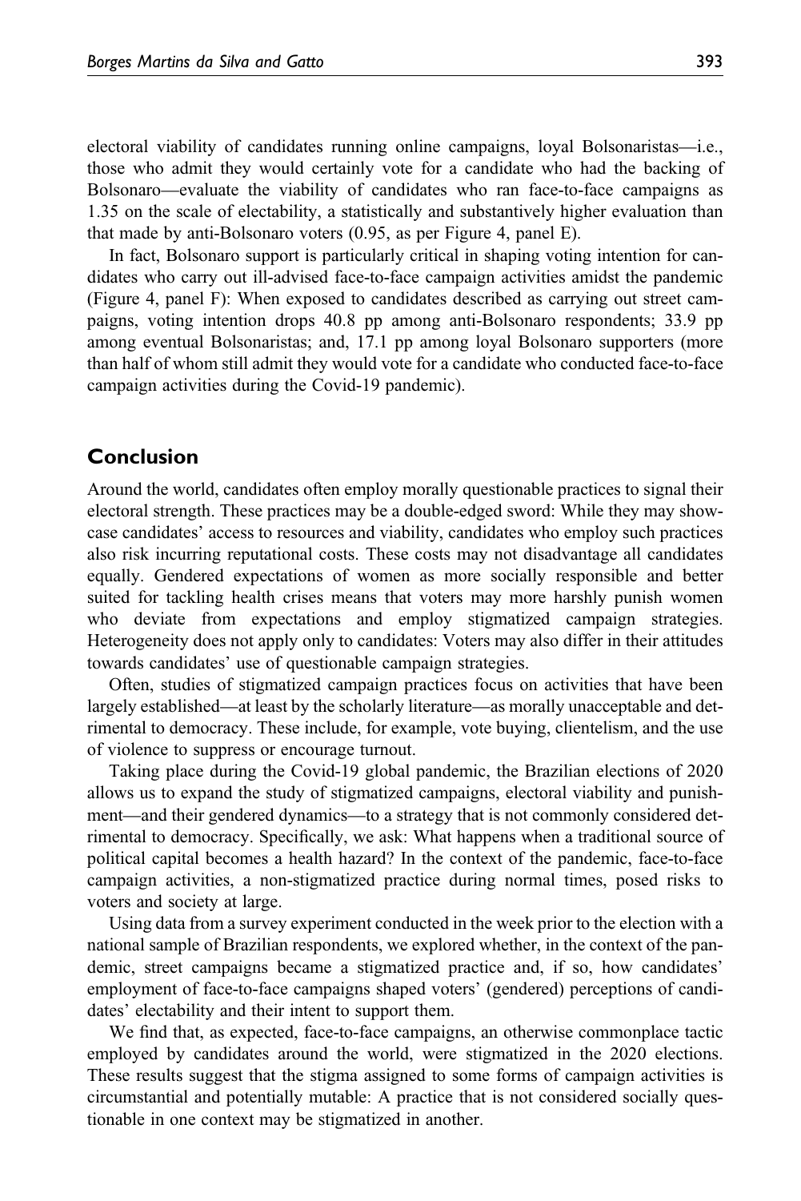electoral viability of candidates running online campaigns, loyal Bolsonaristas—i.e., those who admit they would certainly vote for a candidate who had the backing of Bolsonaro—evaluate the viability of candidates who ran face-to-face campaigns as 1.35 on the scale of electability, a statistically and substantively higher evaluation than that made by anti-Bolsonaro voters (0.95, as per Figure 4, panel E).

In fact, Bolsonaro support is particularly critical in shaping voting intention for candidates who carry out ill-advised face-to-face campaign activities amidst the pandemic (Figure 4, panel F): When exposed to candidates described as carrying out street campaigns, voting intention drops 40.8 pp among anti-Bolsonaro respondents; 33.9 pp among eventual Bolsonaristas; and, 17.1 pp among loyal Bolsonaro supporters (more than half of whom still admit they would vote for a candidate who conducted face-to-face campaign activities during the Covid-19 pandemic).

## Conclusion

Around the world, candidates often employ morally questionable practices to signal their electoral strength. These practices may be a double-edged sword: While they may showcase candidates' access to resources and viability, candidates who employ such practices also risk incurring reputational costs. These costs may not disadvantage all candidates equally. Gendered expectations of women as more socially responsible and better suited for tackling health crises means that voters may more harshly punish women who deviate from expectations and employ stigmatized campaign strategies. Heterogeneity does not apply only to candidates: Voters may also differ in their attitudes towards candidates' use of questionable campaign strategies.

Often, studies of stigmatized campaign practices focus on activities that have been largely established—at least by the scholarly literature—as morally unacceptable and detrimental to democracy. These include, for example, vote buying, clientelism, and the use of violence to suppress or encourage turnout.

Taking place during the Covid-19 global pandemic, the Brazilian elections of 2020 allows us to expand the study of stigmatized campaigns, electoral viability and punishment—and their gendered dynamics—to a strategy that is not commonly considered detrimental to democracy. Specifically, we ask: What happens when a traditional source of political capital becomes a health hazard? In the context of the pandemic, face-to-face campaign activities, a non-stigmatized practice during normal times, posed risks to voters and society at large.

Using data from a survey experiment conducted in the week prior to the election with a national sample of Brazilian respondents, we explored whether, in the context of the pandemic, street campaigns became a stigmatized practice and, if so, how candidates' employment of face-to-face campaigns shaped voters' (gendered) perceptions of candidates' electability and their intent to support them.

We find that, as expected, face-to-face campaigns, an otherwise commonplace tactic employed by candidates around the world, were stigmatized in the 2020 elections. These results suggest that the stigma assigned to some forms of campaign activities is circumstantial and potentially mutable: A practice that is not considered socially questionable in one context may be stigmatized in another.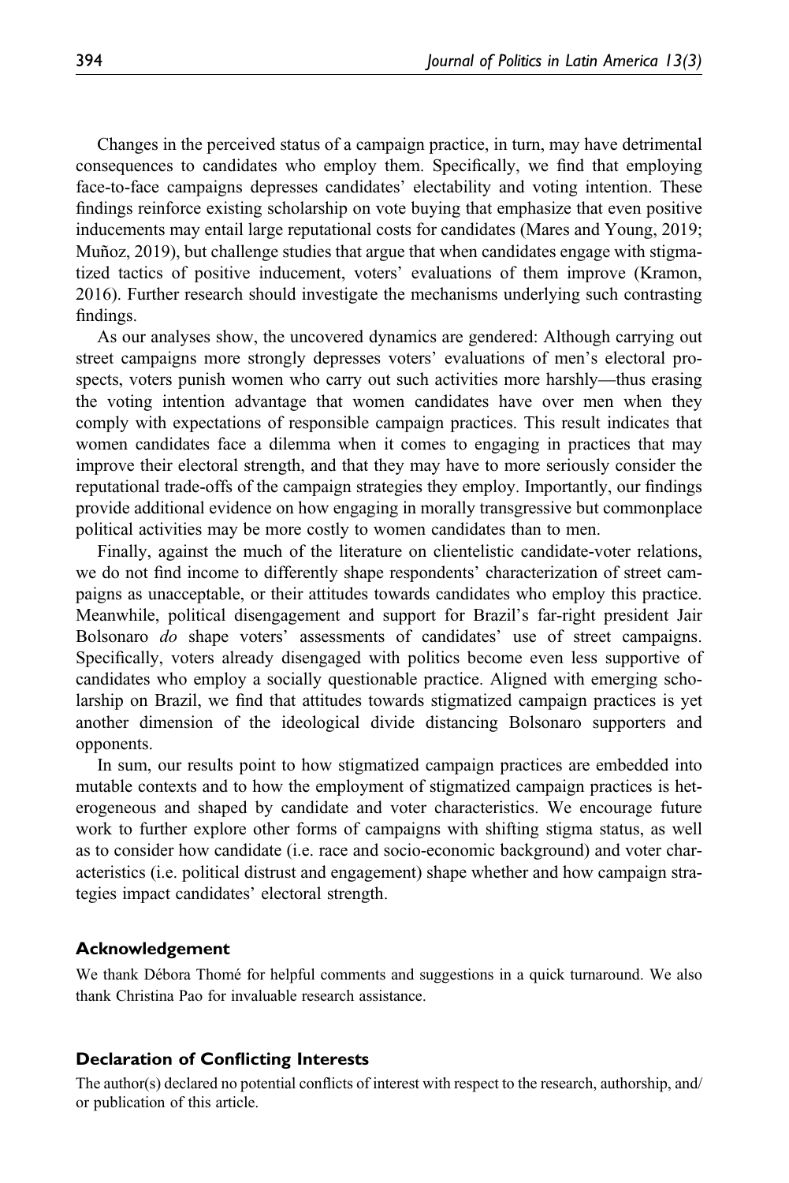Changes in the perceived status of a campaign practice, in turn, may have detrimental consequences to candidates who employ them. Specifically, we find that employing face-to-face campaigns depresses candidates' electability and voting intention. These findings reinforce existing scholarship on vote buying that emphasize that even positive inducements may entail large reputational costs for candidates (Mares and Young, 2019; Muñoz, 2019), but challenge studies that argue that when candidates engage with stigmatized tactics of positive inducement, voters' evaluations of them improve (Kramon, 2016). Further research should investigate the mechanisms underlying such contrasting findings.

As our analyses show, the uncovered dynamics are gendered: Although carrying out street campaigns more strongly depresses voters' evaluations of men's electoral prospects, voters punish women who carry out such activities more harshly—thus erasing the voting intention advantage that women candidates have over men when they comply with expectations of responsible campaign practices. This result indicates that women candidates face a dilemma when it comes to engaging in practices that may improve their electoral strength, and that they may have to more seriously consider the reputational trade-offs of the campaign strategies they employ. Importantly, our findings provide additional evidence on how engaging in morally transgressive but commonplace political activities may be more costly to women candidates than to men.

Finally, against the much of the literature on clientelistic candidate-voter relations, we do not find income to differently shape respondents' characterization of street campaigns as unacceptable, or their attitudes towards candidates who employ this practice. Meanwhile, political disengagement and support for Brazil's far-right president Jair Bolsonaro *do* shape voters' assessments of candidates' use of street campaigns. Specifically, voters already disengaged with politics become even less supportive of candidates who employ a socially questionable practice. Aligned with emerging scholarship on Brazil, we find that attitudes towards stigmatized campaign practices is yet another dimension of the ideological divide distancing Bolsonaro supporters and opponents.

In sum, our results point to how stigmatized campaign practices are embedded into mutable contexts and to how the employment of stigmatized campaign practices is heterogeneous and shaped by candidate and voter characteristics. We encourage future work to further explore other forms of campaigns with shifting stigma status, as well as to consider how candidate (i.e. race and socio-economic background) and voter characteristics (i.e. political distrust and engagement) shape whether and how campaign strategies impact candidates' electoral strength.

## Acknowledgement

We thank Débora Thomé for helpful comments and suggestions in a quick turnaround. We also thank Christina Pao for invaluable research assistance.

## Declaration of Conflicting Interests

The author(s) declared no potential conflicts of interest with respect to the research, authorship, and/or publication of this article.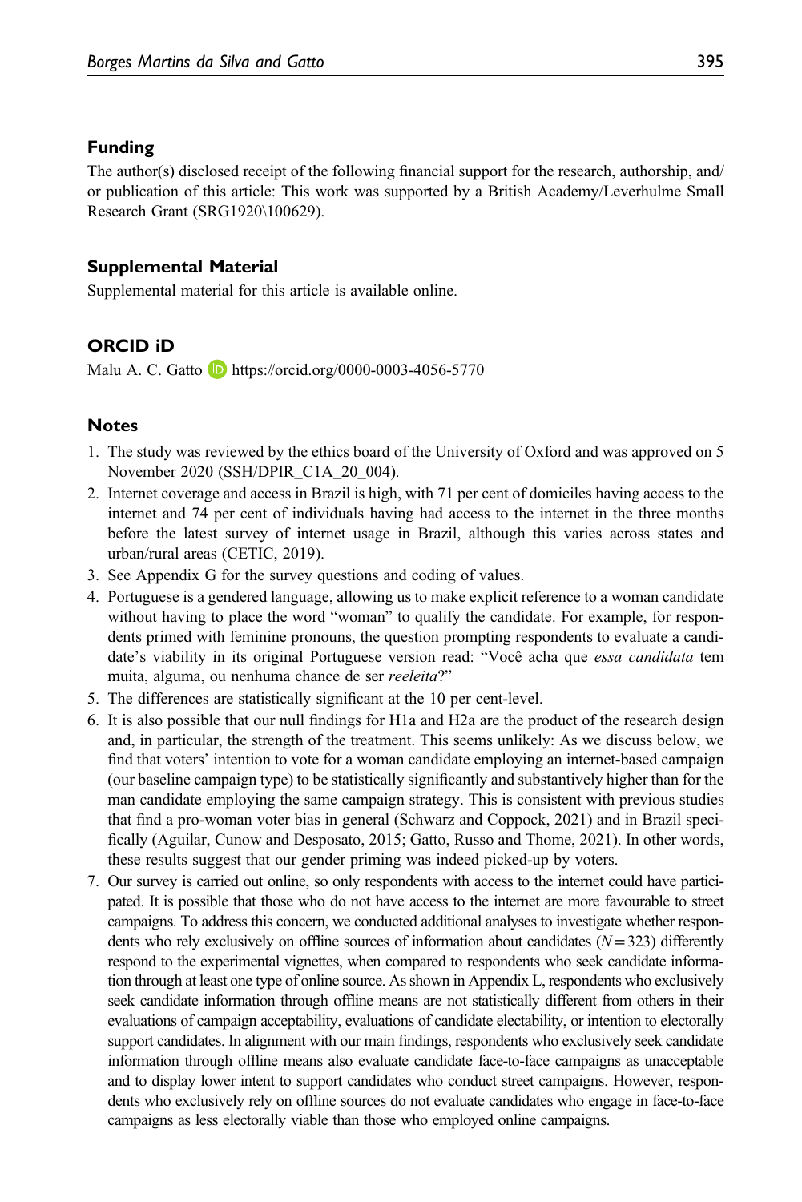## Funding

The author(s) disclosed receipt of the following financial support for the research, authorship, and/or publication of this article: This work was supported by a British Academy/Leverhulme Small Research Grant (SRG1920\100629).

## Supplemental Material

Supplemental material for this article is available online.

## ORCID iD

Malu A. C. Gatto https://orcid.org/0000-0003-4056-5770

## Notes

1. The study was reviewed by the ethics board of the University of Oxford and was approved on 5 November 2020 (SSH/DPIR_C1A_20_004).
2. Internet coverage and access in Brazil is high, with 71 per cent of domiciles having access to the internet and 74 per cent of individuals having had access to the internet in the three months before the latest survey of internet usage in Brazil, although this varies across states and urban/rural areas (CETIC, 2019).
3. See Appendix G for the survey questions and coding of values.
4. Portuguese is a gendered language, allowing us to make explicit reference to a woman candidate without having to place the word "woman" to qualify the candidate. For example, for respondents primed with feminine pronouns, the question prompting respondents to evaluate a candidate's viability in its original Portuguese version read: "Você acha que *essa candidata* tem muita, alguma, ou nenhuma chance de ser *reeleita*?"
5. The differences are statistically significant at the 10 per cent-level.
6. It is also possible that our null findings for H1a and H2a are the product of the research design and, in particular, the strength of the treatment. This seems unlikely: As we discuss below, we find that voters' intention to vote for a woman candidate employing an internet-based campaign (our baseline campaign type) to be statistically significantly and substantively higher than for the man candidate employing the same campaign strategy. This is consistent with previous studies that find a pro-woman voter bias in general (Schwarz and Coppock, 2021) and in Brazil specifically (Aguilar, Cunow and Desposato, 2015; Gatto, Russo and Thome, 2021). In other words, these results suggest that our gender priming was indeed picked-up by voters.
7. Our survey is carried out online, so only respondents with access to the internet could have participated. It is possible that those who do not have access to the internet are more favourable to street campaigns. To address this concern, we conducted additional analyses to investigate whether respondents who rely exclusively on offline sources of information about candidates ($N = 323$) differently respond to the experimental vignettes, when compared to respondents who seek candidate information through at least one type of online source. As shown in Appendix L, respondents who exclusively seek candidate information through offline means are not statistically different from others in their evaluations of campaign acceptability, evaluations of candidate electability, or intention to electorally support candidates. In alignment with our main findings, respondents who exclusively seek candidate information through offline means also evaluate candidate face-to-face campaigns as unacceptable and to display lower intent to support candidates who conduct street campaigns. However, respondents who exclusively rely on offline sources do not evaluate candidates who engage in face-to-face campaigns as less electorally viable than those who employed online campaigns.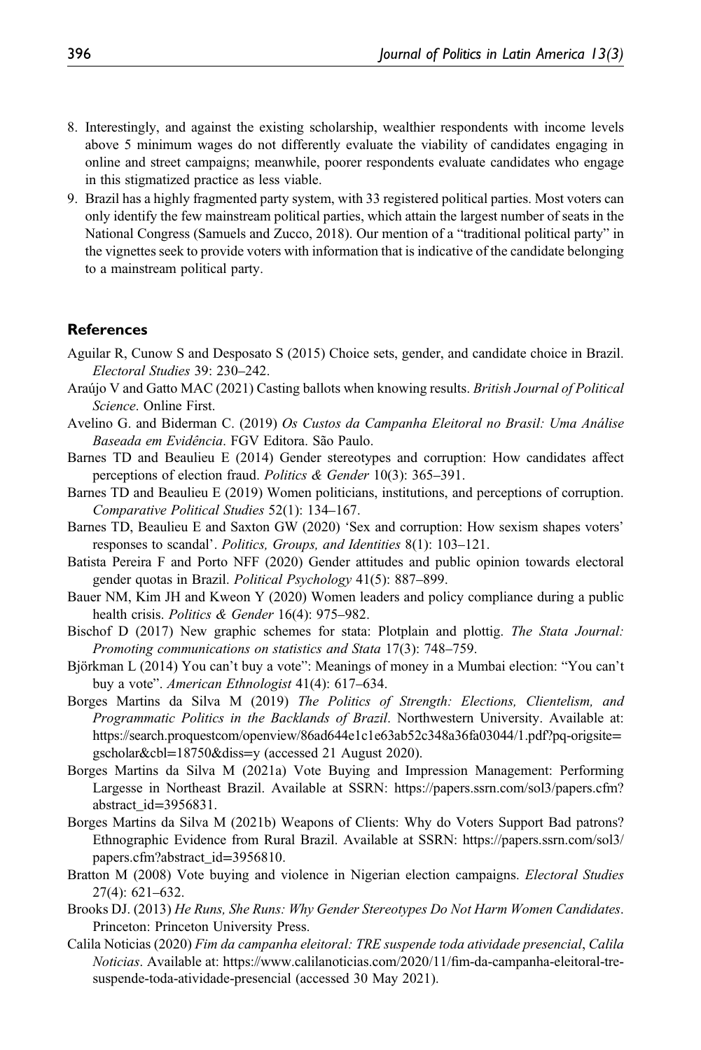8. Interestingly, and against the existing scholarship, wealthier respondents with income levels above 5 minimum wages do not differently evaluate the viability of candidates engaging in online and street campaigns; meanwhile, poorer respondents evaluate candidates who engage in this stigmatized practice as less viable.
9. Brazil has a highly fragmented party system, with 33 registered political parties. Most voters can only identify the few mainstream political parties, which attain the largest number of seats in the National Congress (Samuels and Zucco, 2018). Our mention of a "traditional political party" in the vignettes seek to provide voters with information that is indicative of the candidate belonging to a mainstream political party.

## References

Aguilar R, Cunow S and Desposato S (2015) Choice sets, gender, and candidate choice in Brazil. *Electoral Studies* 39: 230–242.

Araújo V and Gatto MAC (2021) Casting ballots when knowing results. *British Journal of Political Science*. Online First.

Avelino G. and Biderman C. (2019) *Os Custos da Campanha Eleitoral no Brasil: Uma Análise Baseada em Evidência*. FGV Editora. São Paulo.

Barnes TD and Beaulieu E (2014) Gender stereotypes and corruption: How candidates affect perceptions of election fraud. *Politics & Gender* 10(3): 365–391.

Barnes TD and Beaulieu E (2019) Women politicians, institutions, and perceptions of corruption. *Comparative Political Studies* 52(1): 134–167.

Barnes TD, Beaulieu E and Saxton GW (2020) 'Sex and corruption: How sexism shapes voters' responses to scandal'. *Politics, Groups, and Identities* 8(1): 103–121.

Batista Pereira F and Porto NFF (2020) Gender attitudes and public opinion towards electoral gender quotas in Brazil. *Political Psychology* 41(5): 887–899.

Bauer NM, Kim JH and Kweon Y (2020) Women leaders and policy compliance during a public health crisis. *Politics & Gender* 16(4): 975–982.

Bischof D (2017) New graphic schemes for stata: Plotplain and plottig. *The Stata Journal: Promoting communications on statistics and Stata* 17(3): 748–759.

Björkman L (2014) You can't buy a vote": Meanings of money in a Mumbai election: "You can't buy a vote". *American Ethnologist* 41(4): 617–634.

Borges Martins da Silva M (2019) *The Politics of Strength: Elections, Clientelism, and Programmatic Politics in the Backlands of Brazil*. Northwestern University. Available at: https://search.proquestcom/openview/86ad644e1c1e63ab52c348a36fa03044/1.pdf?pq-origsite=gscholar&cbl=18750&diss=y (accessed 21 August 2020).

Borges Martins da Silva M (2021a) Vote Buying and Impression Management: Performing Largesse in Northeast Brazil. Available at SSRN: https://papers.ssrn.com/sol3/papers.cfm?abstract_id=3956831.

Borges Martins da Silva M (2021b) Weapons of Clients: Why do Voters Support Bad patrons? Ethnographic Evidence from Rural Brazil. Available at SSRN: https://papers.ssrn.com/sol3/papers.cfm?abstract_id=3956810.

Bratton M (2008) Vote buying and violence in Nigerian election campaigns. *Electoral Studies* 27(4): 621–632.

Brooks DJ. (2013) *He Runs, She Runs: Why Gender Stereotypes Do Not Harm Women Candidates*. Princeton: Princeton University Press.

Calila Noticias (2020) *Fim da campanha eleitoral: TRE suspende toda atividade presencial*, *Calila Noticias*. Available at: https://www.calilanoticias.com/2020/11/fim-da-campanha-eleitoral-tre-suspende-toda-atividade-presencial (accessed 30 May 2021).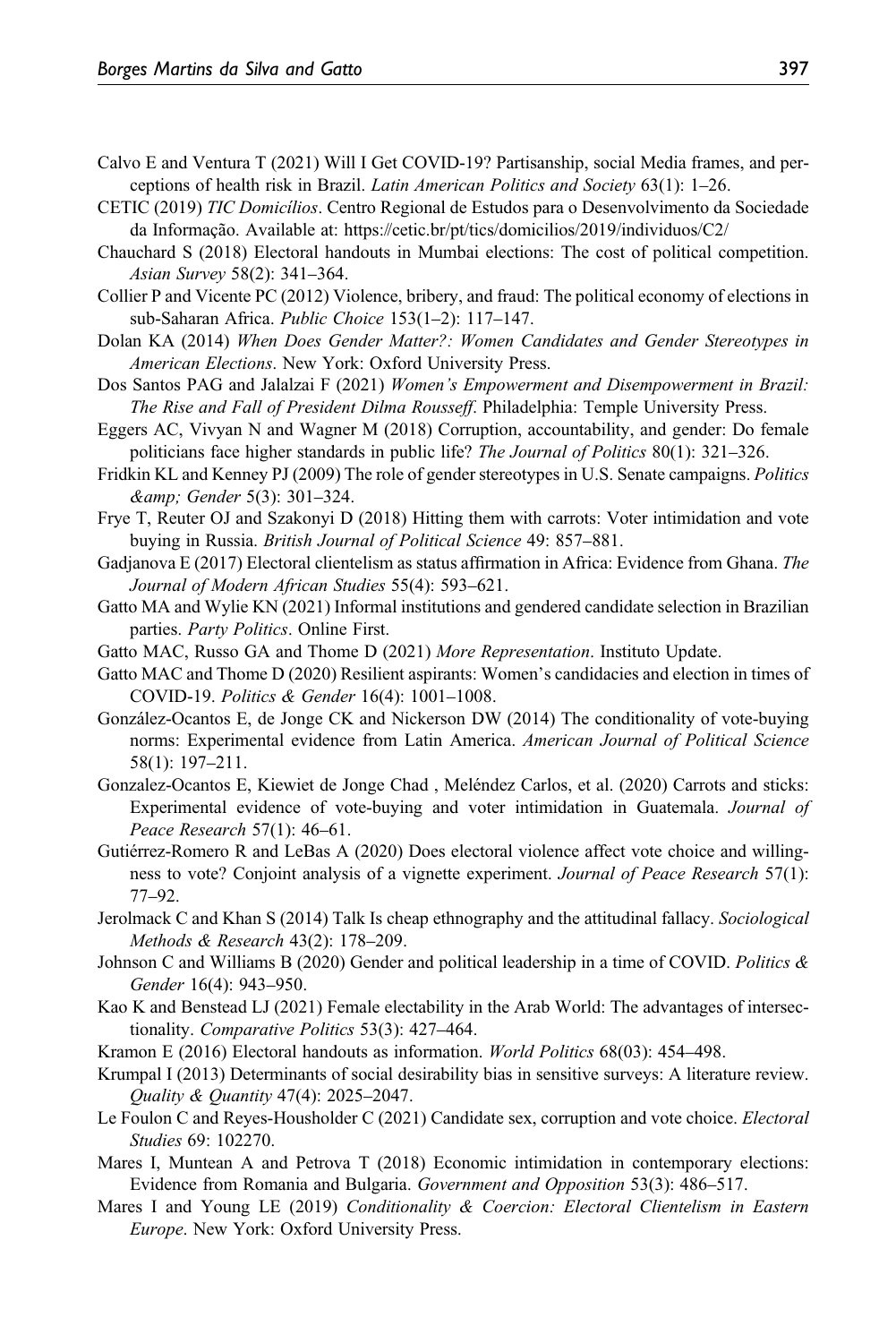Calvo E and Ventura T (2021) Will I Get COVID-19? Partisanship, social Media frames, and perceptions of health risk in Brazil. *Latin American Politics and Society* 63(1): 1–26.

CETIC (2019) *TIC Domicílios*. Centro Regional de Estudos para o Desenvolvimento da Sociedade da Informação. Available at: https://cetic.br/pt/tics/domicilios/2019/individuos/C2/

Chauchard S (2018) Electoral handouts in Mumbai elections: The cost of political competition. *Asian Survey* 58(2): 341–364.

Collier P and Vicente PC (2012) Violence, bribery, and fraud: The political economy of elections in sub-Saharan Africa. *Public Choice* 153(1–2): 117–147.

Dolan KA (2014) *When Does Gender Matter?: Women Candidates and Gender Stereotypes in American Elections*. New York: Oxford University Press.

Dos Santos PAG and Jalalzai F (2021) *Women's Empowerment and Disempowerment in Brazil: The Rise and Fall of President Dilma Rousseff*. Philadelphia: Temple University Press.

Eggers AC, Vivyan N and Wagner M (2018) Corruption, accountability, and gender: Do female politicians face higher standards in public life? *The Journal of Politics* 80(1): 321–326.

Fridkin KL and Kenney PJ (2009) The role of gender stereotypes in U.S. Senate campaigns. *Politics &amp; Gender* 5(3): 301–324.

Frye T, Reuter OJ and Szakonyi D (2018) Hitting them with carrots: Voter intimidation and vote buying in Russia. *British Journal of Political Science* 49: 857–881.

Gadjanova E (2017) Electoral clientelism as status affirmation in Africa: Evidence from Ghana. *The Journal of Modern African Studies* 55(4): 593–621.

Gatto MA and Wylie KN (2021) Informal institutions and gendered candidate selection in Brazilian parties. *Party Politics*. Online First.

Gatto MAC, Russo GA and Thome D (2021) *More Representation*. Instituto Update.

Gatto MAC and Thome D (2020) Resilient aspirants: Women's candidacies and election in times of COVID-19. *Politics & Gender* 16(4): 1001–1008.

González-Ocantos E, de Jonge CK and Nickerson DW (2014) The conditionality of vote-buying norms: Experimental evidence from Latin America. *American Journal of Political Science* 58(1): 197–211.

Gonzalez-Ocantos E, Kiewiet de Jonge Chad , Meléndez Carlos, et al. (2020) Carrots and sticks: Experimental evidence of vote-buying and voter intimidation in Guatemala. *Journal of Peace Research* 57(1): 46–61.

Gutiérrez-Romero R and LeBas A (2020) Does electoral violence affect vote choice and willingness to vote? Conjoint analysis of a vignette experiment. *Journal of Peace Research* 57(1): 77–92.

Jerolmack C and Khan S (2014) Talk Is cheap ethnography and the attitudinal fallacy. *Sociological Methods & Research* 43(2): 178–209.

Johnson C and Williams B (2020) Gender and political leadership in a time of COVID. *Politics & Gender* 16(4): 943–950.

Kao K and Benstead LJ (2021) Female electability in the Arab World: The advantages of intersectionality. *Comparative Politics* 53(3): 427–464.

Kramon E (2016) Electoral handouts as information. *World Politics* 68(03): 454–498.

Krumpal I (2013) Determinants of social desirability bias in sensitive surveys: A literature review. *Quality & Quantity* 47(4): 2025–2047.

Le Foulon C and Reyes-Housholder C (2021) Candidate sex, corruption and vote choice. *Electoral Studies* 69: 102270.

Mares I, Muntean A and Petrova T (2018) Economic intimidation in contemporary elections: Evidence from Romania and Bulgaria. *Government and Opposition* 53(3): 486–517.

Mares I and Young LE (2019) *Conditionality & Coercion: Electoral Clientelism in Eastern Europe*. New York: Oxford University Press.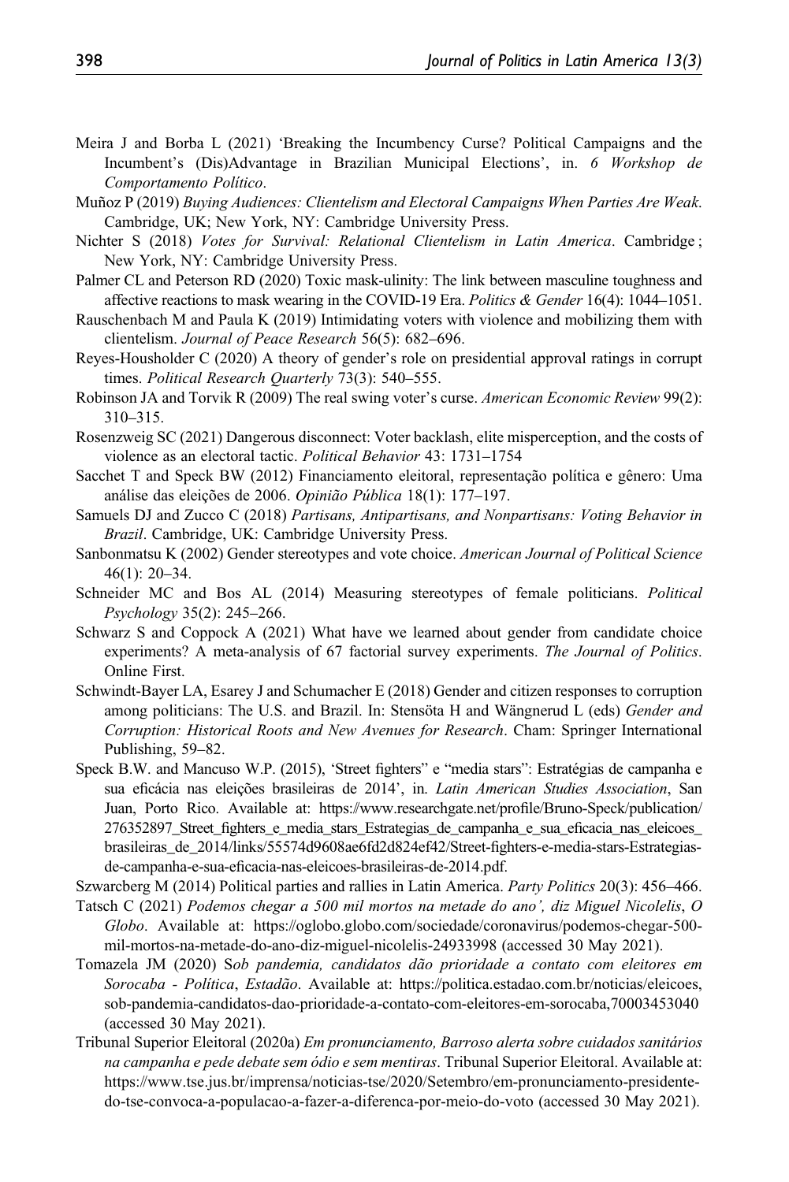Meira J and Borba L (2021) 'Breaking the Incumbency Curse? Political Campaigns and the Incumbent's (Dis)Advantage in Brazilian Municipal Elections', in. *6 Workshop de Comportamento Político*.

Muñoz P (2019) *Buying Audiences: Clientelism and Electoral Campaigns When Parties Are Weak*. Cambridge, UK; New York, NY: Cambridge University Press.

Nichter S (2018) *Votes for Survival: Relational Clientelism in Latin America*. Cambridge ; New York, NY: Cambridge University Press.

Palmer CL and Peterson RD (2020) Toxic mask-ulinity: The link between masculine toughness and affective reactions to mask wearing in the COVID-19 Era. *Politics & Gender* 16(4): 1044–1051.

Rauschenbach M and Paula K (2019) Intimidating voters with violence and mobilizing them with clientelism. *Journal of Peace Research* 56(5): 682–696.

Reyes-Housholder C (2020) A theory of gender's role on presidential approval ratings in corrupt times. *Political Research Quarterly* 73(3): 540–555.

Robinson JA and Torvik R (2009) The real swing voter's curse. *American Economic Review* 99(2): 310–315.

Rosenzweig SC (2021) Dangerous disconnect: Voter backlash, elite misperception, and the costs of violence as an electoral tactic. *Political Behavior* 43: 1731–1754

Sacchet T and Speck BW (2012) Financiamento eleitoral, representação política e gênero: Uma análise das eleições de 2006. *Opinião Pública* 18(1): 177–197.

Samuels DJ and Zucco C (2018) *Partisans, Antipartisans, and Nonpartisans: Voting Behavior in Brazil*. Cambridge, UK: Cambridge University Press.

Sanbonmatsu K (2002) Gender stereotypes and vote choice. *American Journal of Political Science* 46(1): 20–34.

Schneider MC and Bos AL (2014) Measuring stereotypes of female politicians. *Political Psychology* 35(2): 245–266.

Schwarz S and Coppock A (2021) What have we learned about gender from candidate choice experiments? A meta-analysis of 67 factorial survey experiments. *The Journal of Politics*. Online First.

Schwindt-Bayer LA, Esarey J and Schumacher E (2018) Gender and citizen responses to corruption among politicians: The U.S. and Brazil. In: Stensöta H and Wängnerud L (eds) *Gender and Corruption: Historical Roots and New Avenues for Research*. Cham: Springer International Publishing, 59–82.

Speck B.W. and Mancuso W.P. (2015), 'Street fighters" e "media stars": Estratégias de campanha e sua eficácia nas eleições brasileiras de 2014', in. *Latin American Studies Association*, San Juan, Porto Rico. Available at: https://www.researchgate.net/profile/Bruno-Speck/publication/276352897_Street_fighters_e_media_stars_Estrategias_de_campanha_e_sua_eficacia_nas_eleicoes_brasileiras_de_2014/links/55574d9608ae6fd2d824ef42/Street-fighters-e-media-stars-Estrategias-de-campanha-e-sua-eficacia-nas-eleicoes-brasileiras-de-2014.pdf.

Szwarcberg M (2014) Political parties and rallies in Latin America. *Party Politics* 20(3): 456–466.

Tatsch C (2021) *Podemos chegar a 500 mil mortos na metade do ano', diz Miguel Nicolelis*, *O Globo*. Available at: https://oglobo.globo.com/sociedade/coronavirus/podemos-chegar-500-mil-mortos-na-metade-do-ano-diz-miguel-nicolelis-24933998 (accessed 30 May 2021).

Tomazela JM (2020) S*ob pandemia, candidatos dão prioridade a contato com eleitores em Sorocaba - Política*, *Estadão*. Available at: https://politica.estadao.com.br/noticias/eleicoes,sob-pandemia-candidatos-dao-prioridade-a-contato-com-eleitores-em-sorocaba,70003453040 (accessed 30 May 2021).

Tribunal Superior Eleitoral (2020a) *Em pronunciamento, Barroso alerta sobre cuidados sanitários na campanha e pede debate sem ódio e sem mentiras*. Tribunal Superior Eleitoral. Available at: https://www.tse.jus.br/imprensa/noticias-tse/2020/Setembro/em-pronunciamento-presidente-do-tse-convoca-a-populacao-a-fazer-a-diferenca-por-meio-do-voto (accessed 30 May 2021).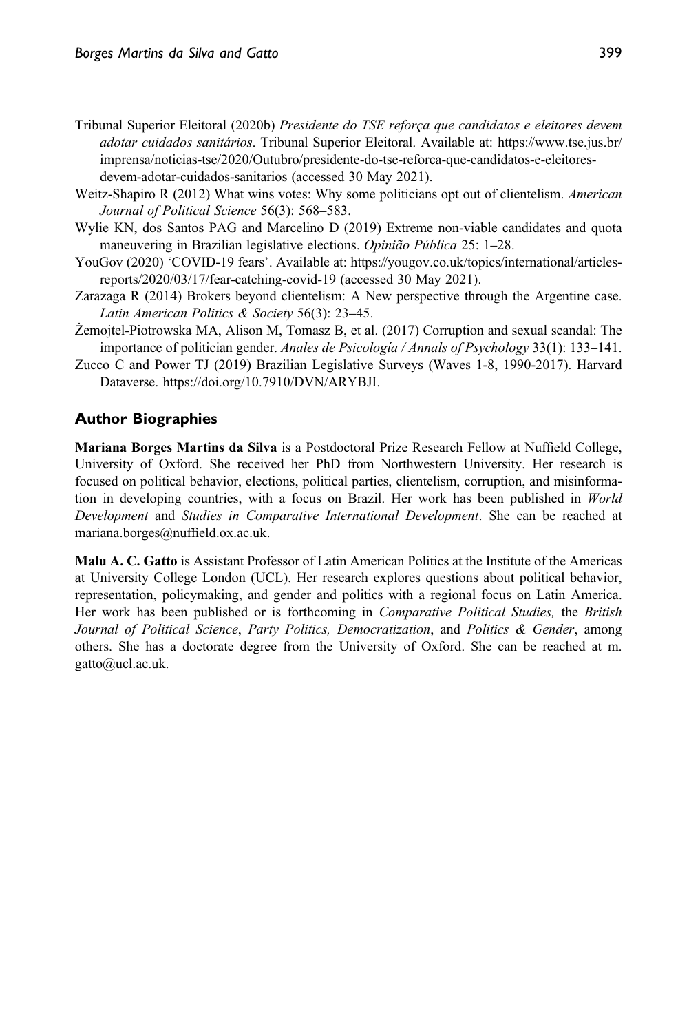Tribunal Superior Eleitoral (2020b) *Presidente do TSE reforça que candidatos e eleitores devem adotar cuidados sanitários*. Tribunal Superior Eleitoral. Available at: https://www.tse.jus.br/imprensa/noticias-tse/2020/Outubro/presidente-do-tse-reforca-que-candidatos-e-eleitores-devem-adotar-cuidados-sanitarios (accessed 30 May 2021).

Weitz-Shapiro R (2012) What wins votes: Why some politicians opt out of clientelism. *American Journal of Political Science* 56(3): 568–583.

Wylie KN, dos Santos PAG and Marcelino D (2019) Extreme non-viable candidates and quota maneuvering in Brazilian legislative elections. *Opinião Pública* 25: 1–28.

YouGov (2020) 'COVID-19 fears'. Available at: https://yougov.co.uk/topics/international/articles-reports/2020/03/17/fear-catching-covid-19 (accessed 30 May 2021).

Zarazaga R (2014) Brokers beyond clientelism: A New perspective through the Argentine case. *Latin American Politics & Society* 56(3): 23–45.

Żemojtel-Piotrowska MA, Alison M, Tomasz B, et al. (2017) Corruption and sexual scandal: The importance of politician gender. *Anales de Psicología / Annals of Psychology* 33(1): 133–141.

Zucco C and Power TJ (2019) Brazilian Legislative Surveys (Waves 1-8, 1990-2017). Harvard Dataverse. https://doi.org/10.7910/DVN/ARYBJI.

## Author Biographies

**Mariana Borges Martins da Silva** is a Postdoctoral Prize Research Fellow at Nuffield College, University of Oxford. She received her PhD from Northwestern University. Her research is focused on political behavior, elections, political parties, clientelism, corruption, and misinformation in developing countries, with a focus on Brazil. Her work has been published in *World Development* and *Studies in Comparative International Development*. She can be reached at mariana.borges@nuffield.ox.ac.uk.

**Malu A. C. Gatto** is Assistant Professor of Latin American Politics at the Institute of the Americas at University College London (UCL). Her research explores questions about political behavior, representation, policymaking, and gender and politics with a regional focus on Latin America. Her work has been published or is forthcoming in *Comparative Political Studies,* the *British Journal of Political Science*, *Party Politics, Democratization*, and *Politics & Gender*, among others. She has a doctorate degree from the University of Oxford. She can be reached at m.gatto@ucl.ac.uk.